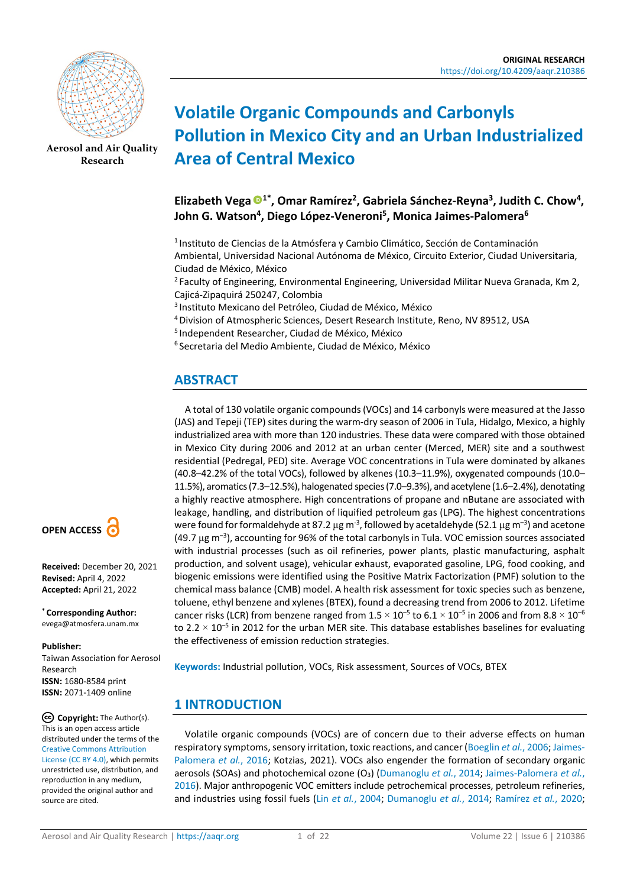ORIGINAL RESEARCH
https://doi.org/10.4209/aaqr.210386

# Volatile Organic Compounds and Carbonyls Pollution in Mexico City and an Urban Industrialized Area of Central Mexico

**Elizabeth Vega[1*], Omar Ramírez[2], Gabriela Sánchez-Reyna[3], Judith C. Chow[4], John G. Watson[4], Diego López-Veneroni[5], Monica Jaimes-Palomera[6]**

[1] Instituto de Ciencias de la Atmósfera y Cambio Climático, Sección de Contaminación Ambiental, Universidad Nacional Autónoma de México, Circuito Exterior, Ciudad Universitaria, Ciudad de México, México
[2] Faculty of Engineering, Environmental Engineering, Universidad Militar Nueva Granada, Km 2, Cajicá-Zipaquirá 250247, Colombia
[3] Instituto Mexicano del Petróleo, Ciudad de México, México
[4] Division of Atmospheric Sciences, Desert Research Institute, Reno, NV 89512, USA
[5] Independent Researcher, Ciudad de México, México
[6] Secretaria del Medio Ambiente, Ciudad de México, México

## ABSTRACT

A total of 130 volatile organic compounds (VOCs) and 14 carbonyls were measured at the Jasso (JAS) and Tepeji (TEP) sites during the warm-dry season of 2006 in Tula, Hidalgo, Mexico, a highly industrialized area with more than 120 industries. These data were compared with those obtained in Mexico City during 2006 and 2012 at an urban center (Merced, MER) site and a southwest residential (Pedregal, PED) site. Average VOC concentrations in Tula were dominated by alkanes (40.8–42.2% of the total VOCs), followed by alkenes (10.3–11.9%), oxygenated compounds (10.0–11.5%), aromatics (7.3–12.5%), halogenated species (7.0–9.3%), and acetylene (1.6–2.4%), denotating a highly reactive atmosphere. High concentrations of propane and nButane are associated with leakage, handling, and distribution of liquified petroleum gas (LPG). The highest concentrations were found for formaldehyde at 87.2 µg $m^{-3}$, followed by acetaldehyde (52.1 µg $m^{-3}$) and acetone (49.7 µg $m^{-3}$), accounting for 96% of the total carbonyls in Tula. VOC emission sources associated with industrial processes (such as oil refineries, power plants, plastic manufacturing, asphalt production, and solvent usage), vehicular exhaust, evaporated gasoline, LPG, food cooking, and biogenic emissions were identified using the Positive Matrix Factorization (PMF) solution to the chemical mass balance (CMB) model. A health risk assessment for toxic species such as benzene, toluene, ethyl benzene and xylenes (BTEX), found a decreasing trend from 2006 to 2012. Lifetime cancer risks (LCR) from benzene ranged from $1.5 \times 10^{-5}$ to $6.1 \times 10^{-5}$ in 2006 and from $8.8 \times 10^{-6}$ to $2.2 \times 10^{-5}$ in 2012 for the urban MER site. This database establishes baselines for evaluating the effectiveness of emission reduction strategies.

**Keywords:** Industrial pollution, VOCs, Risk assessment, Sources of VOCs, BTEX

**OPEN ACCESS**

**Received:** December 20, 2021
**Revised:** April 4, 2022
**Accepted:** April 21, 2022

**\* Corresponding Author:**
evega@atmosfera.unam.mx

**Publisher:**
Taiwan Association for Aerosol Research
**ISSN:** 1680-8584 print
**ISSN:** 2071-1409 online

**Copyright:** The Author(s). This is an open access article distributed under the terms of the Creative Commons Attribution License (CC BY 4.0), which permits unrestricted use, distribution, and reproduction in any medium, provided the original author and source are cited.

## 1 INTRODUCTION

Volatile organic compounds (VOCs) are of concern due to their adverse effects on human respiratory symptoms, sensory irritation, toxic reactions, and cancer (Boeglin *et al.*, 2006; Jaimes-Palomera *et al.*, 2016; Kotzias, 2021). VOCs also engender the formation of secondary organic aerosols (SOAs) and photochemical ozone ($O_3$) (Dumanoglu *et al.*, 2014; Jaimes-Palomera *et al.*, 2016). Major anthropogenic VOC emitters include petrochemical processes, petroleum refineries, and industries using fossil fuels (Lin *et al.*, 2004; Dumanoglu *et al.*, 2014; Ramírez *et al.*, 2020;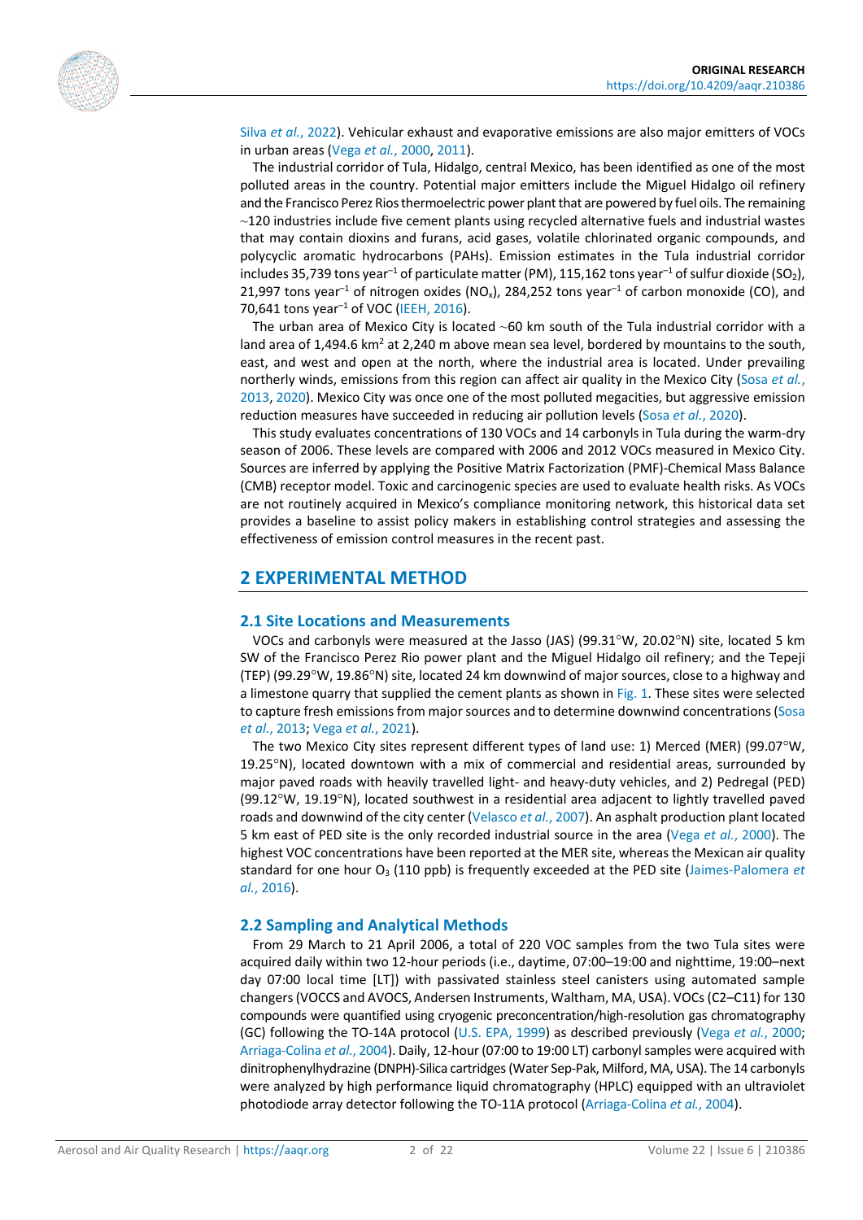Silva *et al.*, 2022). Vehicular exhaust and evaporative emissions are also major emitters of VOCs in urban areas (Vega *et al.*, 2000, 2011).

The industrial corridor of Tula, Hidalgo, central Mexico, has been identified as one of the most polluted areas in the country. Potential major emitters include the Miguel Hidalgo oil refinery and the Francisco Perez Rios thermoelectric power plant that are powered by fuel oils. The remaining ~120 industries include five cement plants using recycled alternative fuels and industrial wastes that may contain dioxins and furans, acid gases, volatile chlorinated organic compounds, and polycyclic aromatic hydrocarbons (PAHs). Emission estimates in the Tula industrial corridor includes 35,739 tons year$^{-1}$ of particulate matter (PM), 115,162 tons year$^{-1}$ of sulfur dioxide ($SO_2$), 21,997 tons year$^{-1}$ of nitrogen oxides ($NO_x$), 284,252 tons year$^{-1}$ of carbon monoxide (CO), and 70,641 tons year$^{-1}$ of VOC (IEEH, 2016).

The urban area of Mexico City is located ~60 km south of the Tula industrial corridor with a land area of 1,494.6 km$^2$ at 2,240 m above mean sea level, bordered by mountains to the south, east, and west and open at the north, where the industrial area is located. Under prevailing northerly winds, emissions from this region can affect air quality in the Mexico City (Sosa *et al.*, 2013, 2020). Mexico City was once one of the most polluted megacities, but aggressive emission reduction measures have succeeded in reducing air pollution levels (Sosa *et al.*, 2020).

This study evaluates concentrations of 130 VOCs and 14 carbonyls in Tula during the warm-dry season of 2006. These levels are compared with 2006 and 2012 VOCs measured in Mexico City. Sources are inferred by applying the Positive Matrix Factorization (PMF)-Chemical Mass Balance (CMB) receptor model. Toxic and carcinogenic species are used to evaluate health risks. As VOCs are not routinely acquired in Mexico's compliance monitoring network, this historical data set provides a baseline to assist policy makers in establishing control strategies and assessing the effectiveness of emission control measures in the recent past.

## 2 EXPERIMENTAL METHOD

### 2.1 Site Locations and Measurements

VOCs and carbonyls were measured at the Jasso (JAS) (99.31°W, 20.02°N) site, located 5 km SW of the Francisco Perez Rio power plant and the Miguel Hidalgo oil refinery; and the Tepeji (TEP) (99.29°W, 19.86°N) site, located 24 km downwind of major sources, close to a highway and a limestone quarry that supplied the cement plants as shown in Fig. 1. These sites were selected to capture fresh emissions from major sources and to determine downwind concentrations (Sosa *et al.*, 2013; Vega *et al.*, 2021).

The two Mexico City sites represent different types of land use: 1) Merced (MER) (99.07°W, 19.25°N), located downtown with a mix of commercial and residential areas, surrounded by major paved roads with heavily travelled light- and heavy-duty vehicles, and 2) Pedregal (PED) (99.12°W, 19.19°N), located southwest in a residential area adjacent to lightly travelled paved roads and downwind of the city center (Velasco *et al.*, 2007). An asphalt production plant located 5 km east of PED site is the only recorded industrial source in the area (Vega *et al.*, 2000). The highest VOC concentrations have been reported at the MER site, whereas the Mexican air quality standard for one hour $O_3$ (110 ppb) is frequently exceeded at the PED site (Jaimes-Palomera *et al.*, 2016).

### 2.2 Sampling and Analytical Methods

From 29 March to 21 April 2006, a total of 220 VOC samples from the two Tula sites were acquired daily within two 12-hour periods (i.e., daytime, 07:00–19:00 and nighttime, 19:00–next day 07:00 local time [LT]) with passivated stainless steel canisters using automated sample changers (VOCCS and AVOCS, Andersen Instruments, Waltham, MA, USA). VOCs (C2–C11) for 130 compounds were quantified using cryogenic preconcentration/high-resolution gas chromatography (GC) following the TO-14A protocol (U.S. EPA, 1999) as described previously (Vega *et al.*, 2000; Arriaga-Colina *et al.*, 2004). Daily, 12-hour (07:00 to 19:00 LT) carbonyl samples were acquired with dinitrophenylhydrazine (DNPH)-Silica cartridges (Water Sep-Pak, Milford, MA, USA). The 14 carbonyls were analyzed by high performance liquid chromatography (HPLC) equipped with an ultraviolet photodiode array detector following the TO-11A protocol (Arriaga-Colina *et al.*, 2004).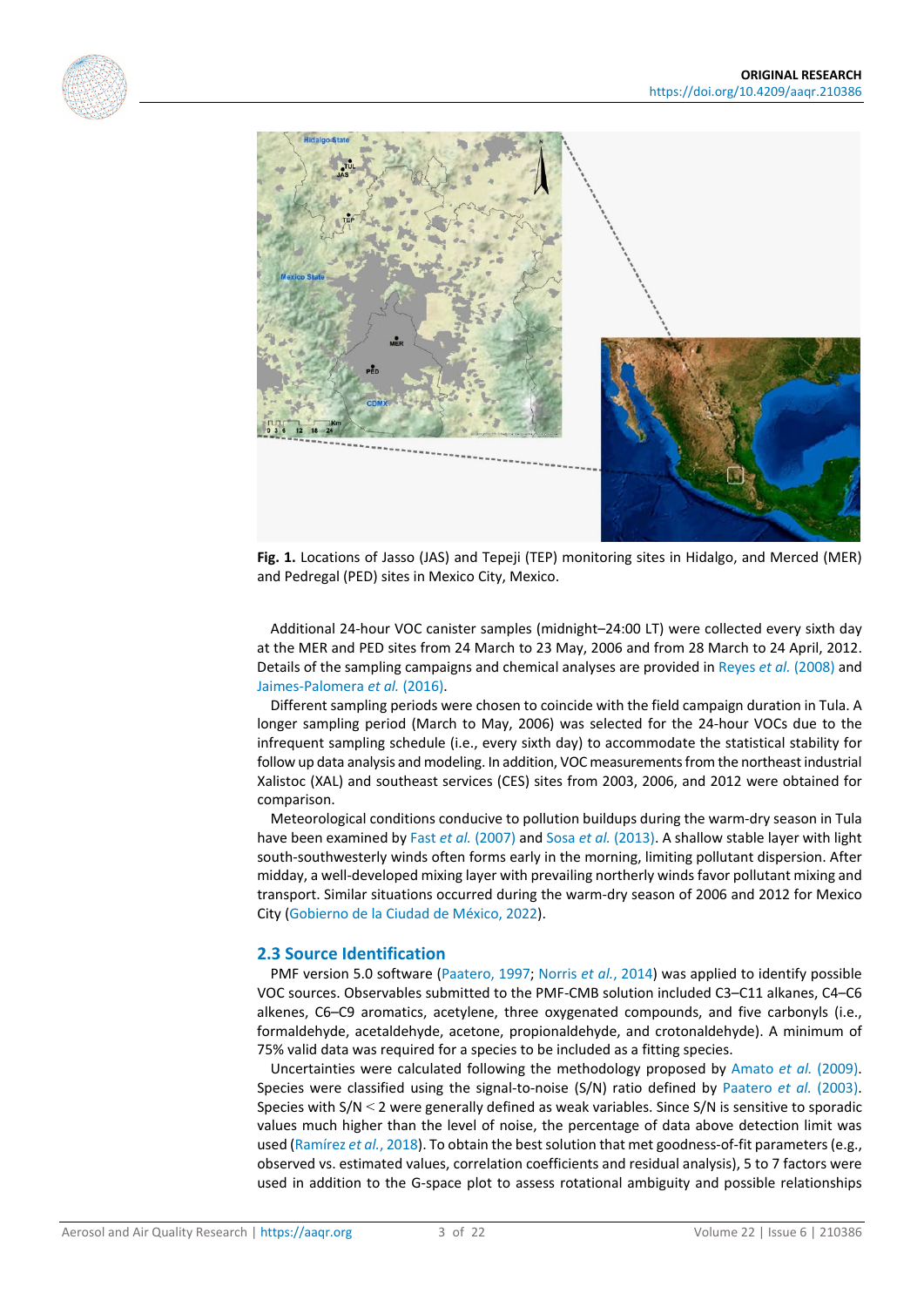**Fig. 1.** Locations of Jasso (JAS) and Tepeji (TEP) monitoring sites in Hidalgo, and Merced (MER) and Pedregal (PED) sites in Mexico City, Mexico.

Additional 24-hour VOC canister samples (midnight–24:00 LT) were collected every sixth day at the MER and PED sites from 24 March to 23 May, 2006 and from 28 March to 24 April, 2012. Details of the sampling campaigns and chemical analyses are provided in Reyes *et al.* (2008) and Jaimes-Palomera *et al.* (2016).

Different sampling periods were chosen to coincide with the field campaign duration in Tula. A longer sampling period (March to May, 2006) was selected for the 24-hour VOCs due to the infrequent sampling schedule (i.e., every sixth day) to accommodate the statistical stability for follow up data analysis and modeling. In addition, VOC measurements from the northeast industrial Xalistoc (XAL) and southeast services (CES) sites from 2003, 2006, and 2012 were obtained for comparison.

Meteorological conditions conducive to pollution buildups during the warm-dry season in Tula have been examined by Fast *et al.* (2007) and Sosa *et al.* (2013). A shallow stable layer with light south-southwesterly winds often forms early in the morning, limiting pollutant dispersion. After midday, a well-developed mixing layer with prevailing northerly winds favor pollutant mixing and transport. Similar situations occurred during the warm-dry season of 2006 and 2012 for Mexico City (Gobierno de la Ciudad de México, 2022).

## 2.3 Source Identification

PMF version 5.0 software (Paatero, 1997; Norris *et al.*, 2014) was applied to identify possible VOC sources. Observables submitted to the PMF-CMB solution included C3–C11 alkanes, C4–C6 alkenes, C6–C9 aromatics, acetylene, three oxygenated compounds, and five carbonyls (i.e., formaldehyde, acetaldehyde, acetone, propionaldehyde, and crotonaldehyde). A minimum of 75% valid data was required for a species to be included as a fitting species.

Uncertainties were calculated following the methodology proposed by Amato *et al.* (2009). Species were classified using the signal-to-noise (S/N) ratio defined by Paatero *et al.* (2003). Species with S/N < 2 were generally defined as weak variables. Since S/N is sensitive to sporadic values much higher than the level of noise, the percentage of data above detection limit was used (Ramírez *et al.*, 2018). To obtain the best solution that met goodness-of-fit parameters (e.g., observed vs. estimated values, correlation coefficients and residual analysis), 5 to 7 factors were used in addition to the G-space plot to assess rotational ambiguity and possible relationships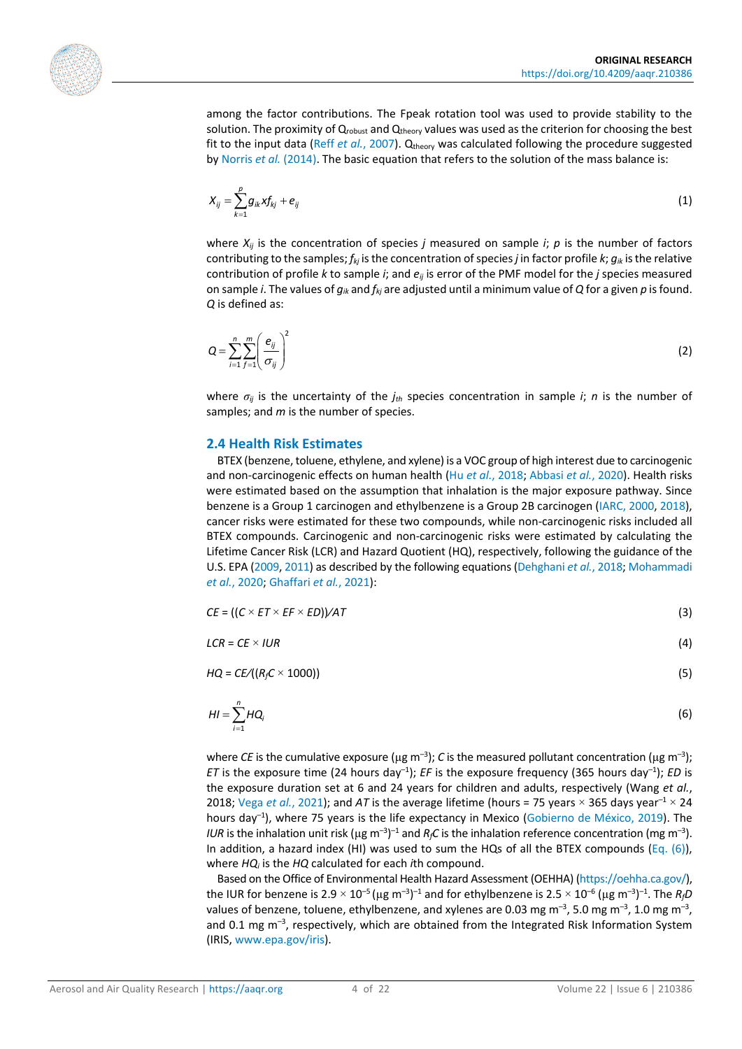among the factor contributions. The Fpeak rotation tool was used to provide stability to the solution. The proximity of $Q_{robust}$ and $Q_{theory}$ values was used as the criterion for choosing the best fit to the input data (Reff *et al.*, 2007). $Q_{theory}$ was calculated following the procedure suggested by Norris *et al.* (2014). The basic equation that refers to the solution of the mass balance is:

$$X_{ij} = \sum_{k=1}^{p} g_{ik} x f_{kj} + e_{ij} \tag{1}$$

where $X_{ij}$ is the concentration of species $j$ measured on sample $i$; $p$ is the number of factors contributing to the samples; $f_{kj}$ is the concentration of species $j$ in factor profile $k$; $g_{ik}$ is the relative contribution of profile $k$ to sample $i$; and $e_{ij}$ is error of the PMF model for the $j$ species measured on sample $i$. The values of $g_{ik}$ and $f_{kj}$ are adjusted until a minimum value of $Q$ for a given $p$ is found. $Q$ is defined as:

$$Q = \sum_{i=1}^{n} \sum_{f=1}^{m} \left( \frac{e_{ij}}{\sigma_{ij}} \right)^2 \tag{2}$$

where $\sigma_{ij}$ is the uncertainty of the $j_{th}$ species concentration in sample $i$; $n$ is the number of samples; and $m$ is the number of species.

## 2.4 Health Risk Estimates

BTEX (benzene, toluene, ethylene, and xylene) is a VOC group of high interest due to carcinogenic and non-carcinogenic effects on human health (Hu *et al.*, 2018; Abbasi *et al.*, 2020). Health risks were estimated based on the assumption that inhalation is the major exposure pathway. Since benzene is a Group 1 carcinogen and ethylbenzene is a Group 2B carcinogen (IARC, 2000, 2018), cancer risks were estimated for these two compounds, while non-carcinogenic risks included all BTEX compounds. Carcinogenic and non-carcinogenic risks were estimated by calculating the Lifetime Cancer Risk (LCR) and Hazard Quotient (HQ), respectively, following the guidance of the U.S. EPA (2009, 2011) as described by the following equations (Dehghani *et al.*, 2018; Mohammadi *et al.*, 2020; Ghaffari *et al.*, 2021):

$$CE = ((C \times ET \times EF \times ED))/AT \tag{3}$$

$$LCR = CE \times IUR \tag{4}$$

$$HQ = CE/((R_fC \times 1000)) \tag{5}$$

$$HI = \sum_{i=1}^{n} HQ_i \tag{6}$$

where $CE$ is the cumulative exposure (µg m$^{-3}$); $C$ is the measured pollutant concentration (µg m$^{-3}$); $ET$ is the exposure time (24 hours day$^{-1}$); $EF$ is the exposure frequency (365 hours day$^{-1}$); $ED$ is the exposure duration set at 6 and 24 years for children and adults, respectively (Wang *et al.*, 2018; Vega *et al.*, 2021); and $AT$ is the average lifetime (hours = 75 years × 365 days year$^{-1}$ × 24 hours day$^{-1}$), where 75 years is the life expectancy in Mexico (Gobierno de México, 2019). The $IUR$ is the inhalation unit risk (µg m$^{-3}$)$^{-1}$ and $R_fC$ is the inhalation reference concentration (mg m$^{-3}$). In addition, a hazard index (HI) was used to sum the HQs of all the BTEX compounds (Eq. (6)), where $HQ_i$ is the $HQ$ calculated for each $i$th compound.

Based on the Office of Environmental Health Hazard Assessment (OEHHA) (https://oehha.ca.gov/), the IUR for benzene is $2.9 \times 10^{-5}$ (µg m$^{-3}$)$^{-1}$ and for ethylbenzene is $2.5 \times 10^{-6}$ (µg m$^{-3}$)$^{-1}$. The $R_fD$ values of benzene, toluene, ethylbenzene, and xylenes are 0.03 mg m$^{-3}$, 5.0 mg m$^{-3}$, 1.0 mg m$^{-3}$, and 0.1 mg m$^{-3}$, respectively, which are obtained from the Integrated Risk Information System (IRIS, www.epa.gov/iris).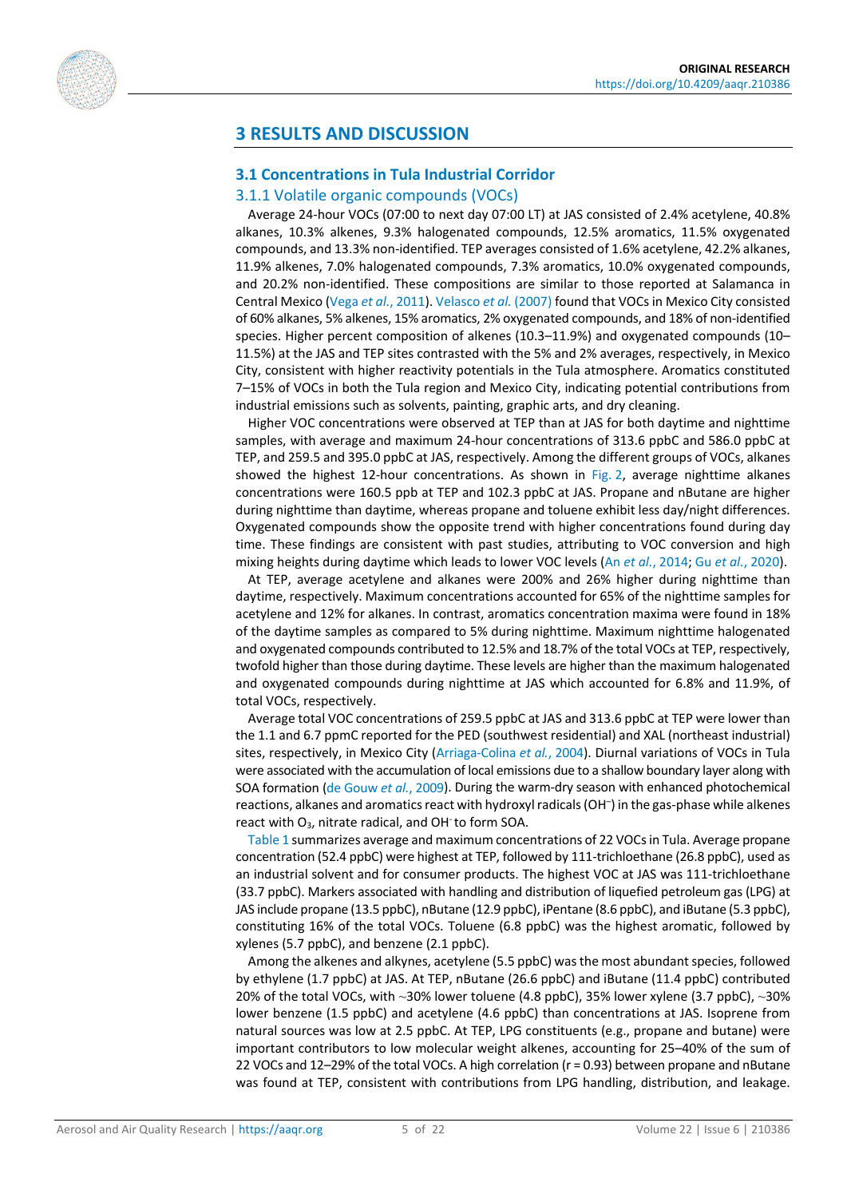# 3 RESULTS AND DISCUSSION

## 3.1 Concentrations in Tula Industrial Corridor

### 3.1.1 Volatile organic compounds (VOCs)

Average 24-hour VOCs (07:00 to next day 07:00 LT) at JAS consisted of 2.4% acetylene, 40.8% alkanes, 10.3% alkenes, 9.3% halogenated compounds, 12.5% aromatics, 11.5% oxygenated compounds, and 13.3% non-identified. TEP averages consisted of 1.6% acetylene, 42.2% alkanes, 11.9% alkenes, 7.0% halogenated compounds, 7.3% aromatics, 10.0% oxygenated compounds, and 20.2% non-identified. These compositions are similar to those reported at Salamanca in Central Mexico (Vega *et al.*, 2011). Velasco *et al.* (2007) found that VOCs in Mexico City consisted of 60% alkanes, 5% alkenes, 15% aromatics, 2% oxygenated compounds, and 18% of non-identified species. Higher percent composition of alkenes (10.3–11.9%) and oxygenated compounds (10–11.5%) at the JAS and TEP sites contrasted with the 5% and 2% averages, respectively, in Mexico City, consistent with higher reactivity potentials in the Tula atmosphere. Aromatics constituted 7–15% of VOCs in both the Tula region and Mexico City, indicating potential contributions from industrial emissions such as solvents, painting, graphic arts, and dry cleaning.

Higher VOC concentrations were observed at TEP than at JAS for both daytime and nighttime samples, with average and maximum 24-hour concentrations of 313.6 ppbC and 586.0 ppbC at TEP, and 259.5 and 395.0 ppbC at JAS, respectively. Among the different groups of VOCs, alkanes showed the highest 12-hour concentrations. As shown in Fig. 2, average nighttime alkanes concentrations were 160.5 ppb at TEP and 102.3 ppbC at JAS. Propane and nButane are higher during nighttime than daytime, whereas propane and toluene exhibit less day/night differences. Oxygenated compounds show the opposite trend with higher concentrations found during day time. These findings are consistent with past studies, attributing to VOC conversion and high mixing heights during daytime which leads to lower VOC levels (An *et al.*, 2014; Gu *et al.*, 2020).

At TEP, average acetylene and alkanes were 200% and 26% higher during nighttime than daytime, respectively. Maximum concentrations accounted for 65% of the nighttime samples for acetylene and 12% for alkanes. In contrast, aromatics concentration maxima were found in 18% of the daytime samples as compared to 5% during nighttime. Maximum nighttime halogenated and oxygenated compounds contributed to 12.5% and 18.7% of the total VOCs at TEP, respectively, twofold higher than those during daytime. These levels are higher than the maximum halogenated and oxygenated compounds during nighttime at JAS which accounted for 6.8% and 11.9%, of total VOCs, respectively.

Average total VOC concentrations of 259.5 ppbC at JAS and 313.6 ppbC at TEP were lower than the 1.1 and 6.7 ppmC reported for the PED (southwest residential) and XAL (northeast industrial) sites, respectively, in Mexico City (Arriaga-Colina *et al.*, 2004). Diurnal variations of VOCs in Tula were associated with the accumulation of local emissions due to a shallow boundary layer along with SOA formation (de Gouw *et al.*, 2009). During the warm-dry season with enhanced photochemical reactions, alkanes and aromatics react with hydroxyl radicals ($OH^-$) in the gas-phase while alkenes react with $O_3$, nitrate radical, and $OH^-$ to form SOA.

Table 1 summarizes average and maximum concentrations of 22 VOCs in Tula. Average propane concentration (52.4 ppbC) were highest at TEP, followed by 111-trichloethane (26.8 ppbC), used as an industrial solvent and for consumer products. The highest VOC at JAS was 111-trichloethane (33.7 ppbC). Markers associated with handling and distribution of liquefied petroleum gas (LPG) at JAS include propane (13.5 ppbC), nButane (12.9 ppbC), iPentane (8.6 ppbC), and iButane (5.3 ppbC), constituting 16% of the total VOCs. Toluene (6.8 ppbC) was the highest aromatic, followed by xylenes (5.7 ppbC), and benzene (2.1 ppbC).

Among the alkenes and alkynes, acetylene (5.5 ppbC) was the most abundant species, followed by ethylene (1.7 ppbC) at JAS. At TEP, nButane (26.6 ppbC) and iButane (11.4 ppbC) contributed 20% of the total VOCs, with ~30% lower toluene (4.8 ppbC), 35% lower xylene (3.7 ppbC), ~30% lower benzene (1.5 ppbC) and acetylene (4.6 ppbC) than concentrations at JAS. Isoprene from natural sources was low at 2.5 ppbC. At TEP, LPG constituents (e.g., propane and butane) were important contributors to low molecular weight alkenes, accounting for 25–40% of the sum of 22 VOCs and 12–29% of the total VOCs. A high correlation ($r = 0.93$) between propane and nButane was found at TEP, consistent with contributions from LPG handling, distribution, and leakage.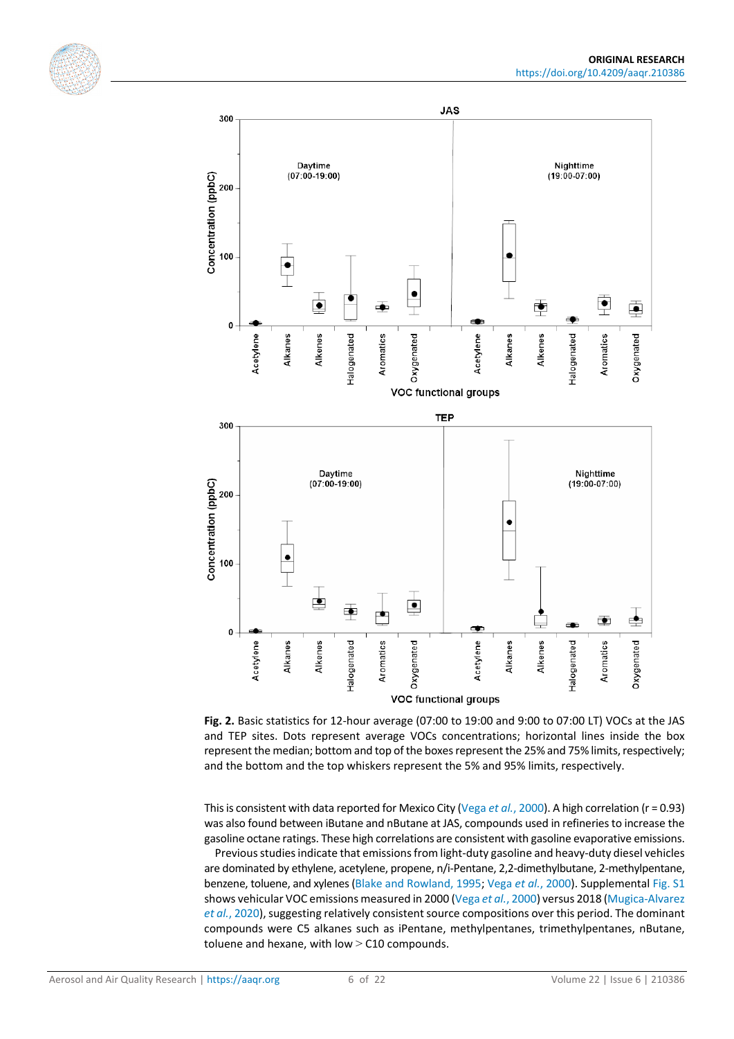**Fig. 2.** Basic statistics for 12-hour average (07:00 to 19:00 and 9:00 to 07:00 LT) VOCs at the JAS and TEP sites. Dots represent average VOCs concentrations; horizontal lines inside the box represent the median; bottom and top of the boxes represent the 25% and 75% limits, respectively; and the bottom and the top whiskers represent the 5% and 95% limits, respectively.

This is consistent with data reported for Mexico City (Vega *et al.*, 2000). A high correlation (r = 0.93) was also found between iButane and nButane at JAS, compounds used in refineries to increase the gasoline octane ratings. These high correlations are consistent with gasoline evaporative emissions.

Previous studies indicate that emissions from light-duty gasoline and heavy-duty diesel vehicles are dominated by ethylene, acetylene, propene, n/i-Pentane, 2,2-dimethylbutane, 2-methylpentane, benzene, toluene, and xylenes (Blake and Rowland, 1995; Vega *et al.*, 2000). Supplemental Fig. S1 shows vehicular VOC emissions measured in 2000 (Vega *et al.*, 2000) versus 2018 (Mugica-Alvarez *et al.*, 2020), suggesting relatively consistent source compositions over this period. The dominant compounds were C5 alkanes such as iPentane, methylpentanes, trimethylpentanes, nButane, toluene and hexane, with low > C10 compounds.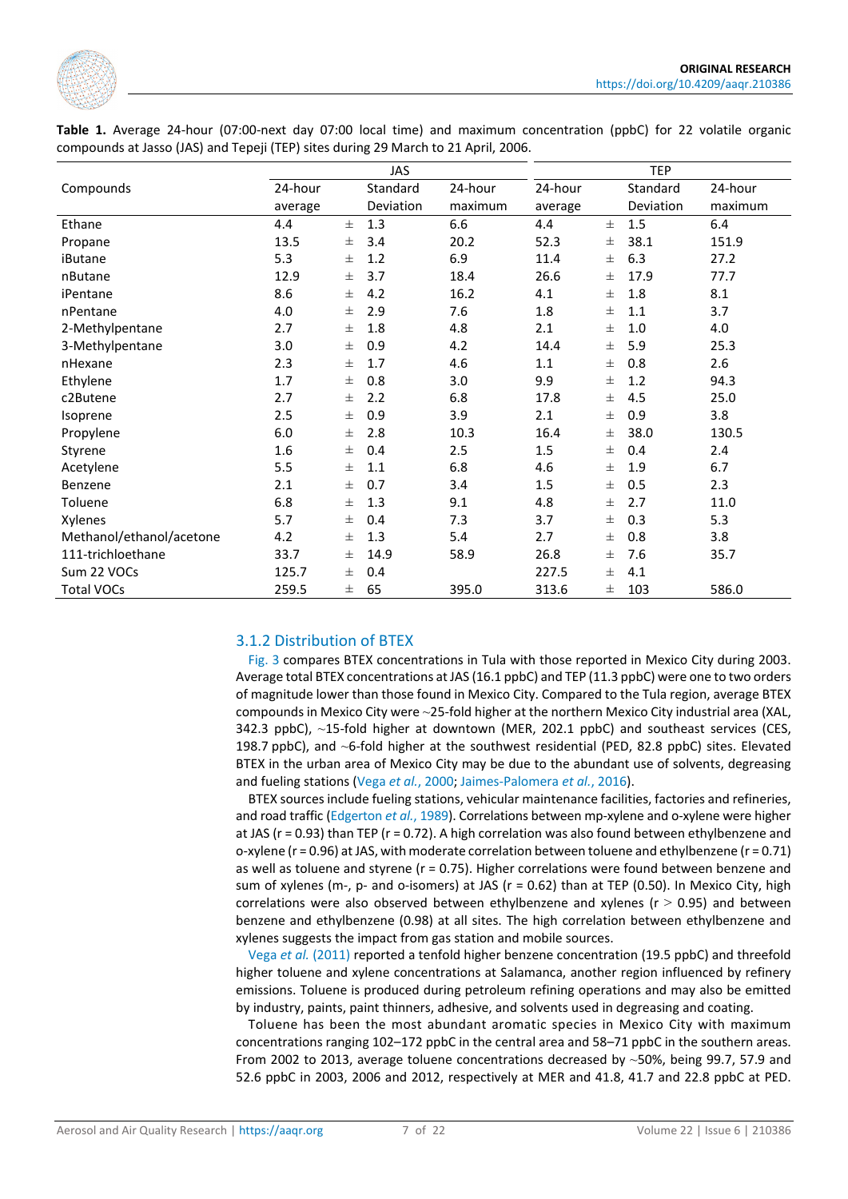**Table 1.** Average 24-hour (07:00-next day 07:00 local time) and maximum concentration (ppbC) for 22 volatile organic compounds at Jasso (JAS) and Tepeji (TEP) sites during 29 March to 21 April, 2006.

| Compounds | JAS | | | | TEP | | | |
|---|---|---|---|---|---|---|---|---|
| | 24-hour average | | Standard Deviation | 24-hour maximum | 24-hour average | | Standard Deviation | 24-hour maximum |
| Ethane | 4.4 | ± | 1.3 | 6.6 | 4.4 | ± | 1.5 | 6.4 |
| Propane | 13.5 | ± | 3.4 | 20.2 | 52.3 | ± | 38.1 | 151.9 |
| iButane | 5.3 | ± | 1.2 | 6.9 | 11.4 | ± | 6.3 | 27.2 |
| nButane | 12.9 | ± | 3.7 | 18.4 | 26.6 | ± | 17.9 | 77.7 |
| iPentane | 8.6 | ± | 4.2 | 16.2 | 4.1 | ± | 1.8 | 8.1 |
| nPentane | 4.0 | ± | 2.9 | 7.6 | 1.8 | ± | 1.1 | 3.7 |
| 2-Methylpentane | 2.7 | ± | 1.8 | 4.8 | 2.1 | ± | 1.0 | 4.0 |
| 3-Methylpentane | 3.0 | ± | 0.9 | 4.2 | 14.4 | ± | 5.9 | 25.3 |
| nHexane | 2.3 | ± | 1.7 | 4.6 | 1.1 | ± | 0.8 | 2.6 |
| Ethylene | 1.7 | ± | 0.8 | 3.0 | 9.9 | ± | 1.2 | 94.3 |
| c2Butene | 2.7 | ± | 2.2 | 6.8 | 17.8 | ± | 4.5 | 25.0 |
| Isoprene | 2.5 | ± | 0.9 | 3.9 | 2.1 | ± | 0.9 | 3.8 |
| Propylene | 6.0 | ± | 2.8 | 10.3 | 16.4 | ± | 38.0 | 130.5 |
| Styrene | 1.6 | ± | 0.4 | 2.5 | 1.5 | ± | 0.4 | 2.4 |
| Acetylene | 5.5 | ± | 1.1 | 6.8 | 4.6 | ± | 1.9 | 6.7 |
| Benzene | 2.1 | ± | 0.7 | 3.4 | 1.5 | ± | 0.5 | 2.3 |
| Toluene | 6.8 | ± | 1.3 | 9.1 | 4.8 | ± | 2.7 | 11.0 |
| Xylenes | 5.7 | ± | 0.4 | 7.3 | 3.7 | ± | 0.3 | 5.3 |
| Methanol/ethanol/acetone | 4.2 | ± | 1.3 | 5.4 | 2.7 | ± | 0.8 | 3.8 |
| 111-trichloethane | 33.7 | ± | 14.9 | 58.9 | 26.8 | ± | 7.6 | 35.7 |
| Sum 22 VOCs | 125.7 | ± | 0.4 | | 227.5 | ± | 4.1 | |
| Total VOCs | 259.5 | ± | 65 | 395.0 | 313.6 | ± | 103 | 586.0 |

### 3.1.2 Distribution of BTEX

Fig. 3 compares BTEX concentrations in Tula with those reported in Mexico City during 2003. Average total BTEX concentrations at JAS (16.1 ppbC) and TEP (11.3 ppbC) were one to two orders of magnitude lower than those found in Mexico City. Compared to the Tula region, average BTEX compounds in Mexico City were ~25-fold higher at the northern Mexico City industrial area (XAL, 342.3 ppbC), ~15-fold higher at downtown (MER, 202.1 ppbC) and southeast services (CES, 198.7 ppbC), and ~6-fold higher at the southwest residential (PED, 82.8 ppbC) sites. Elevated BTEX in the urban area of Mexico City may be due to the abundant use of solvents, degreasing and fueling stations (Vega *et al.*, 2000; Jaimes-Palomera *et al.*, 2016).

BTEX sources include fueling stations, vehicular maintenance facilities, factories and refineries, and road traffic (Edgerton *et al.*, 1989). Correlations between mp-xylene and o-xylene were higher at JAS (r = 0.93) than TEP (r = 0.72). A high correlation was also found between ethylbenzene and o-xylene (r = 0.96) at JAS, with moderate correlation between toluene and ethylbenzene (r = 0.71) as well as toluene and styrene (r = 0.75). Higher correlations were found between benzene and sum of xylenes (m-, p- and o-isomers) at JAS (r = 0.62) than at TEP (0.50). In Mexico City, high correlations were also observed between ethylbenzene and xylenes ($r > 0.95$) and between benzene and ethylbenzene (0.98) at all sites. The high correlation between ethylbenzene and xylenes suggests the impact from gas station and mobile sources.

Vega *et al.* (2011) reported a tenfold higher benzene concentration (19.5 ppbC) and threefold higher toluene and xylene concentrations at Salamanca, another region influenced by refinery emissions. Toluene is produced during petroleum refining operations and may also be emitted by industry, paints, paint thinners, adhesive, and solvents used in degreasing and coating.

Toluene has been the most abundant aromatic species in Mexico City with maximum concentrations ranging 102–172 ppbC in the central area and 58–71 ppbC in the southern areas. From 2002 to 2013, average toluene concentrations decreased by ~50%, being 99.7, 57.9 and 52.6 ppbC in 2003, 2006 and 2012, respectively at MER and 41.8, 41.7 and 22.8 ppbC at PED.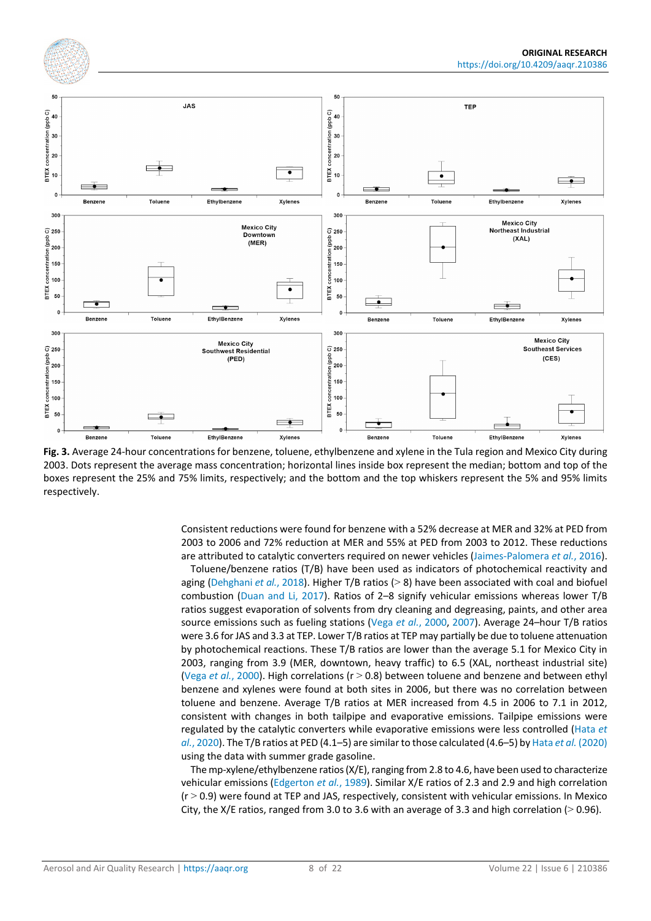**Fig. 3.** Average 24-hour concentrations for benzene, toluene, ethylbenzene and xylene in the Tula region and Mexico City during 2003. Dots represent the average mass concentration; horizontal lines inside box represent the median; bottom and top of the boxes represent the 25% and 75% limits, respectively; and the bottom and the top whiskers represent the 5% and 95% limits respectively.

Consistent reductions were found for benzene with a 52% decrease at MER and 32% at PED from 2003 to 2006 and 72% reduction at MER and 55% at PED from 2003 to 2012. These reductions are attributed to catalytic converters required on newer vehicles (Jaimes-Palomera *et al.*, 2016).

Toluene/benzene ratios (T/B) have been used as indicators of photochemical reactivity and aging (Dehghani *et al.*, 2018). Higher T/B ratios (> 8) have been associated with coal and biofuel combustion (Duan and Li, 2017). Ratios of 2–8 signify vehicular emissions whereas lower T/B ratios suggest evaporation of solvents from dry cleaning and degreasing, paints, and other area source emissions such as fueling stations (Vega *et al.*, 2000, 2007). Average 24–hour T/B ratios were 3.6 for JAS and 3.3 at TEP. Lower T/B ratios at TEP may partially be due to toluene attenuation by photochemical reactions. These T/B ratios are lower than the average 5.1 for Mexico City in 2003, ranging from 3.9 (MER, downtown, heavy traffic) to 6.5 (XAL, northeast industrial site) (Vega *et al.*, 2000). High correlations (r > 0.8) between toluene and benzene and between ethyl benzene and xylenes were found at both sites in 2006, but there was no correlation between toluene and benzene. Average T/B ratios at MER increased from 4.5 in 2006 to 7.1 in 2012, consistent with changes in both tailpipe and evaporative emissions. Tailpipe emissions were regulated by the catalytic converters while evaporative emissions were less controlled (Hata *et al.*, 2020). The T/B ratios at PED (4.1–5) are similar to those calculated (4.6–5) by Hata *et al.* (2020) using the data with summer grade gasoline.

The mp-xylene/ethylbenzene ratios (X/E), ranging from 2.8 to 4.6, have been used to characterize vehicular emissions (Edgerton *et al.*, 1989). Similar X/E ratios of 2.3 and 2.9 and high correlation (r > 0.9) were found at TEP and JAS, respectively, consistent with vehicular emissions. In Mexico City, the X/E ratios, ranged from 3.0 to 3.6 with an average of 3.3 and high correlation (> 0.96).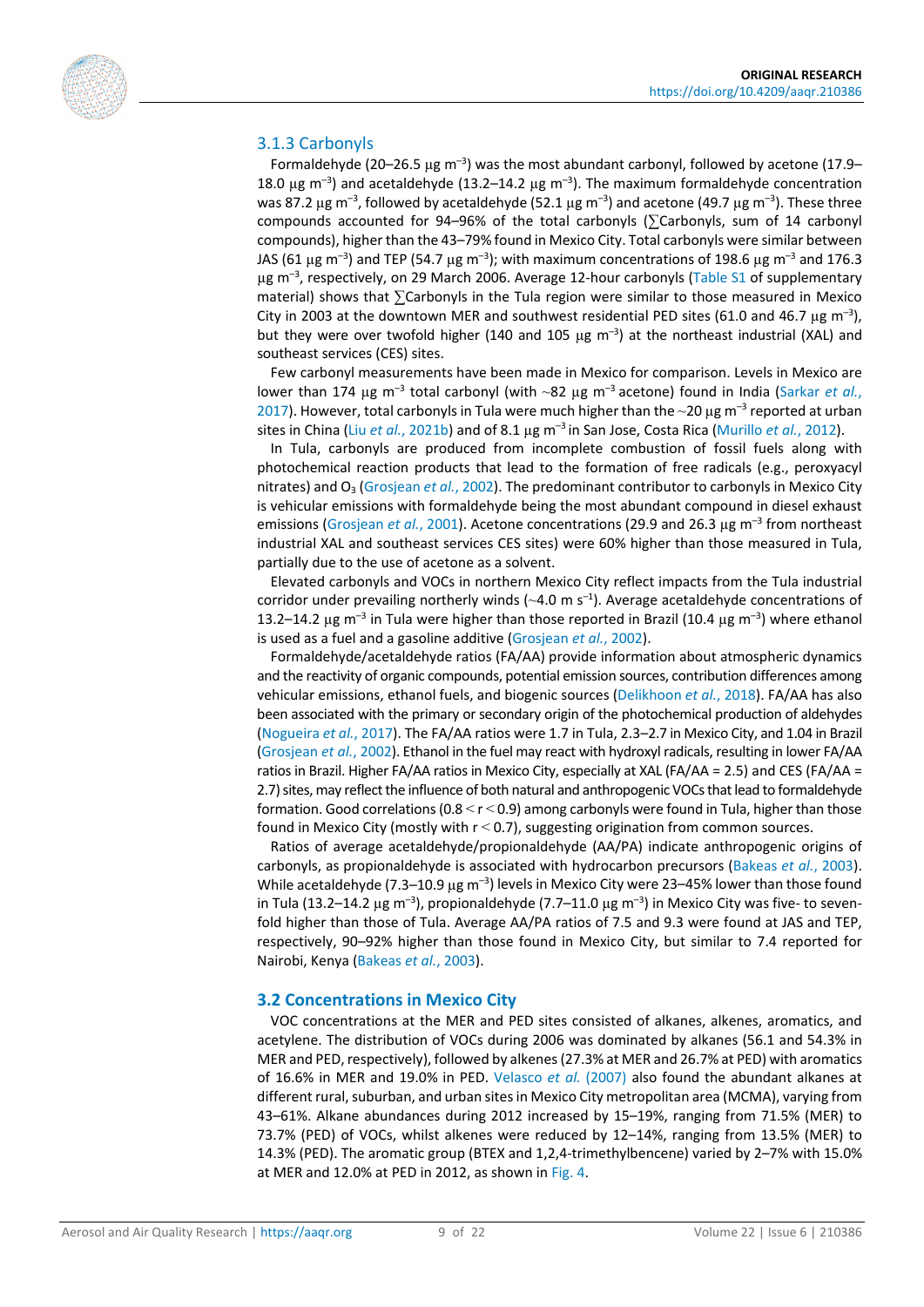### 3.1.3 Carbonyls

Formaldehyde (20–26.5 μg $m^{-3}$) was the most abundant carbonyl, followed by acetone (17.9–18.0 μg $m^{-3}$) and acetaldehyde (13.2–14.2 μg $m^{-3}$). The maximum formaldehyde concentration was 87.2 μg $m^{-3}$, followed by acetaldehyde (52.1 μg $m^{-3}$) and acetone (49.7 μg $m^{-3}$). These three compounds accounted for 94–96% of the total carbonyls (∑Carbonyls, sum of 14 carbonyl compounds), higher than the 43–79% found in Mexico City. Total carbonyls were similar between JAS (61 μg $m^{-3}$) and TEP (54.7 μg $m^{-3}$); with maximum concentrations of 198.6 μg $m^{-3}$ and 176.3 μg $m^{-3}$, respectively, on 29 March 2006. Average 12-hour carbonyls (Table S1 of supplementary material) shows that ∑Carbonyls in the Tula region were similar to those measured in Mexico City in 2003 at the downtown MER and southwest residential PED sites (61.0 and 46.7 μg $m^{-3}$), but they were over twofold higher (140 and 105 μg $m^{-3}$) at the northeast industrial (XAL) and southeast services (CES) sites.

Few carbonyl measurements have been made in Mexico for comparison. Levels in Mexico are lower than 174 μg $m^{-3}$ total carbonyl (with ~82 μg $m^{-3}$ acetone) found in India (Sarkar *et al.*, 2017). However, total carbonyls in Tula were much higher than the ~20 μg $m^{-3}$ reported at urban sites in China (Liu *et al.*, 2021b) and of 8.1 μg $m^{-3}$ in San Jose, Costa Rica (Murillo *et al.*, 2012).

In Tula, carbonyls are produced from incomplete combustion of fossil fuels along with photochemical reaction products that lead to the formation of free radicals (e.g., peroxyacyl nitrates) and $O_3$ (Grosjean *et al.*, 2002). The predominant contributor to carbonyls in Mexico City is vehicular emissions with formaldehyde being the most abundant compound in diesel exhaust emissions (Grosjean *et al.*, 2001). Acetone concentrations (29.9 and 26.3 μg $m^{-3}$ from northeast industrial XAL and southeast services CES sites) were 60% higher than those measured in Tula, partially due to the use of acetone as a solvent.

Elevated carbonyls and VOCs in northern Mexico City reflect impacts from the Tula industrial corridor under prevailing northerly winds (~4.0 m $s^{-1}$). Average acetaldehyde concentrations of 13.2–14.2 μg $m^{-3}$ in Tula were higher than those reported in Brazil (10.4 μg $m^{-3}$) where ethanol is used as a fuel and a gasoline additive (Grosjean *et al.*, 2002).

Formaldehyde/acetaldehyde ratios (FA/AA) provide information about atmospheric dynamics and the reactivity of organic compounds, potential emission sources, contribution differences among vehicular emissions, ethanol fuels, and biogenic sources (Delikhoon *et al.*, 2018). FA/AA has also been associated with the primary or secondary origin of the photochemical production of aldehydes (Nogueira *et al.*, 2017). The FA/AA ratios were 1.7 in Tula, 2.3–2.7 in Mexico City, and 1.04 in Brazil (Grosjean *et al.*, 2002). Ethanol in the fuel may react with hydroxyl radicals, resulting in lower FA/AA ratios in Brazil. Higher FA/AA ratios in Mexico City, especially at XAL (FA/AA = 2.5) and CES (FA/AA = 2.7) sites, may reflect the influence of both natural and anthropogenic VOCs that lead to formaldehyde formation. Good correlations ($0.8 < r < 0.9$) among carbonyls were found in Tula, higher than those found in Mexico City (mostly with $r < 0.7$), suggesting origination from common sources.

Ratios of average acetaldehyde/propionaldehyde (AA/PA) indicate anthropogenic origins of carbonyls, as propionaldehyde is associated with hydrocarbon precursors (Bakeas *et al.*, 2003). While acetaldehyde (7.3–10.9 μg $m^{-3}$) levels in Mexico City were 23–45% lower than those found in Tula (13.2–14.2 μg $m^{-3}$), propionaldehyde (7.7–11.0 μg $m^{-3}$) in Mexico City was five- to seven-fold higher than those of Tula. Average AA/PA ratios of 7.5 and 9.3 were found at JAS and TEP, respectively, 90–92% higher than those found in Mexico City, but similar to 7.4 reported for Nairobi, Kenya (Bakeas *et al.*, 2003).

## 3.2 Concentrations in Mexico City

VOC concentrations at the MER and PED sites consisted of alkanes, alkenes, aromatics, and acetylene. The distribution of VOCs during 2006 was dominated by alkanes (56.1 and 54.3% in MER and PED, respectively), followed by alkenes (27.3% at MER and 26.7% at PED) with aromatics of 16.6% in MER and 19.0% in PED. Velasco *et al.* (2007) also found the abundant alkanes at different rural, suburban, and urban sites in Mexico City metropolitan area (MCMA), varying from 43–61%. Alkane abundances during 2012 increased by 15–19%, ranging from 71.5% (MER) to 73.7% (PED) of VOCs, whilst alkenes were reduced by 12–14%, ranging from 13.5% (MER) to 14.3% (PED). The aromatic group (BTEX and 1,2,4-trimethylbencene) varied by 2–7% with 15.0% at MER and 12.0% at PED in 2012, as shown in Fig. 4.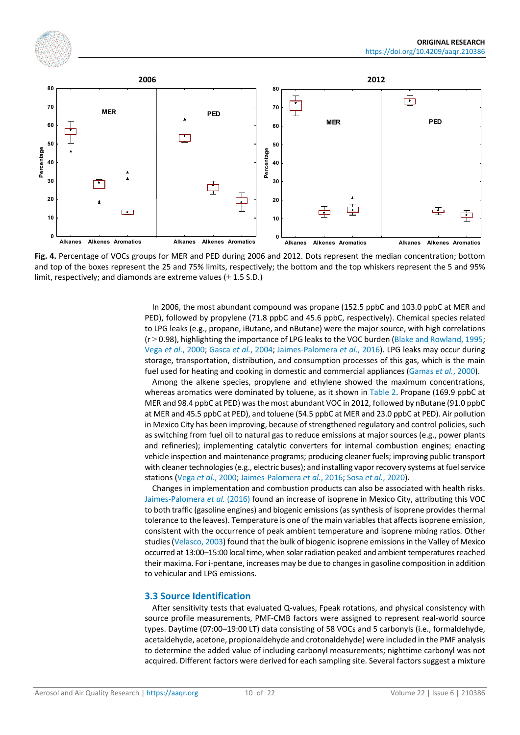**Fig. 4.** Percentage of VOCs groups for MER and PED during 2006 and 2012. Dots represent the median concentration; bottom and top of the boxes represent the 25 and 75% limits, respectively; the bottom and the top whiskers represent the 5 and 95% limit, respectively; and diamonds are extreme values (± 1.5 S.D.)

In 2006, the most abundant compound was propane (152.5 ppbC and 103.0 ppbC at MER and PED), followed by propylene (71.8 ppbC and 45.6 ppbC, respectively). Chemical species related to LPG leaks (e.g., propane, iButane, and nButane) were the major source, with high correlations ($r > 0.98$), highlighting the importance of LPG leaks to the VOC burden (Blake and Rowland, 1995; Vega *et al.*, 2000; Gasca *et al.*, 2004; Jaimes-Palomera *et al.*, 2016). LPG leaks may occur during storage, transportation, distribution, and consumption processes of this gas, which is the main fuel used for heating and cooking in domestic and commercial appliances (Gamas *et al.*, 2000).

Among the alkene species, propylene and ethylene showed the maximum concentrations, whereas aromatics were dominated by toluene, as it shown in Table 2. Propane (169.9 ppbC at MER and 98.4 ppbC at PED) was the most abundant VOC in 2012, followed by nButane (91.0 ppbC at MER and 45.5 ppbC at PED), and toluene (54.5 ppbC at MER and 23.0 ppbC at PED). Air pollution in Mexico City has been improving, because of strengthened regulatory and control policies, such as switching from fuel oil to natural gas to reduce emissions at major sources (e.g., power plants and refineries); implementing catalytic converters for internal combustion engines; enacting vehicle inspection and maintenance programs; producing cleaner fuels; improving public transport with cleaner technologies (e.g., electric buses); and installing vapor recovery systems at fuel service stations (Vega *et al.*, 2000; Jaimes-Palomera *et al.*, 2016; Sosa *et al.*, 2020).

Changes in implementation and combustion products can also be associated with health risks. Jaimes-Palomera *et al.* (2016) found an increase of isoprene in Mexico City, attributing this VOC to both traffic (gasoline engines) and biogenic emissions (as synthesis of isoprene provides thermal tolerance to the leaves). Temperature is one of the main variables that affects isoprene emission, consistent with the occurrence of peak ambient temperature and isoprene mixing ratios. Other studies (Velasco, 2003) found that the bulk of biogenic isoprene emissions in the Valley of Mexico occurred at 13:00–15:00 local time, when solar radiation peaked and ambient temperatures reached their maxima. For i-pentane, increases may be due to changes in gasoline composition in addition to vehicular and LPG emissions.

### 3.3 Source Identification

After sensitivity tests that evaluated Q-values, Fpeak rotations, and physical consistency with source profile measurements, PMF-CMB factors were assigned to represent real-world source types. Daytime (07:00–19:00 LT) data consisting of 58 VOCs and 5 carbonyls (i.e., formaldehyde, acetaldehyde, acetone, propionaldehyde and crotonaldehyde) were included in the PMF analysis to determine the added value of including carbonyl measurements; nighttime carbonyl was not acquired. Different factors were derived for each sampling site. Several factors suggest a mixture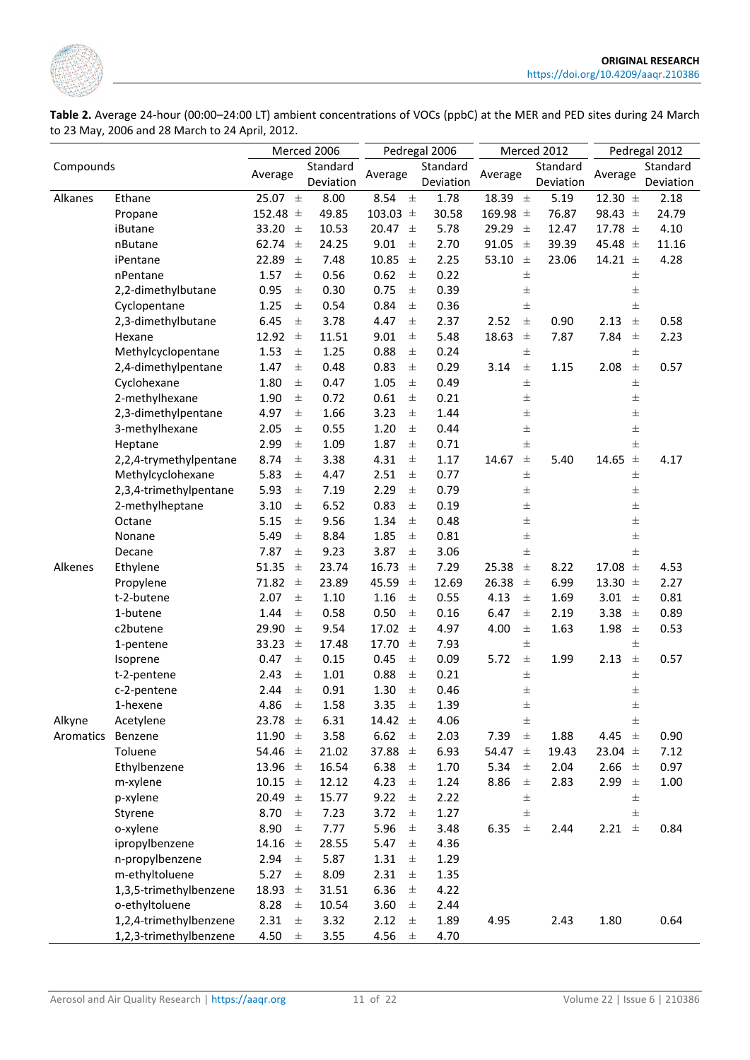**Table 2.** Average 24-hour (00:00–24:00 LT) ambient concentrations of VOCs (ppbC) at the MER and PED sites during 24 March to 23 May, 2006 and 28 March to 24 April, 2012.

| Compounds | | Merced 2006 | | Pedregal 2006 | | Merced 2012 | | Pedregal 2012 | |
|---|---|---|---|---|---|---|---|---|---|
| | | Average | Standard Deviation | Average | Standard Deviation | Average | Standard Deviation | Average | Standard Deviation |
| Alkanes | Ethane | 25.07 ± | 8.00 | 8.54 ± | 1.78 | 18.39 ± | 5.19 | 12.30 ± | 2.18 |
| | Propane | 152.48 ± | 49.85 | 103.03 ± | 30.58 | 169.98 ± | 76.87 | 98.43 ± | 24.79 |
| | iButane | 33.20 ± | 10.53 | 20.47 ± | 5.78 | 29.29 ± | 12.47 | 17.78 ± | 4.10 |
| | nButane | 62.74 ± | 24.25 | 9.01 ± | 2.70 | 91.05 ± | 39.39 | 45.48 ± | 11.16 |
| | iPentane | 22.89 ± | 7.48 | 10.85 ± | 2.25 | 53.10 ± | 23.06 | 14.21 ± | 4.28 |
| | nPentane | 1.57 ± | 0.56 | 0.62 ± | 0.22 | ± | | ± | |
| | 2,2-dimethylbutane | 0.95 ± | 0.30 | 0.75 ± | 0.39 | ± | | ± | |
| | Cyclopentane | 1.25 ± | 0.54 | 0.84 ± | 0.36 | ± | | ± | |
| | 2,3-dimethylbutane | 6.45 ± | 3.78 | 4.47 ± | 2.37 | 2.52 ± | 0.90 | 2.13 ± | 0.58 |
| | Hexane | 12.92 ± | 11.51 | 9.01 ± | 5.48 | 18.63 ± | 7.87 | 7.84 ± | 2.23 |
| | Methylcyclopentane | 1.53 ± | 1.25 | 0.88 ± | 0.24 | ± | | ± | |
| | 2,4-dimethylpentane | 1.47 ± | 0.48 | 0.83 ± | 0.29 | 3.14 ± | 1.15 | 2.08 ± | 0.57 |
| | Cyclohexane | 1.80 ± | 0.47 | 1.05 ± | 0.49 | ± | | ± | |
| | 2-methylhexane | 1.90 ± | 0.72 | 0.61 ± | 0.21 | ± | | ± | |
| | 2,3-dimethylpentane | 4.97 ± | 1.66 | 3.23 ± | 1.44 | ± | | ± | |
| | 3-methylhexane | 2.05 ± | 0.55 | 1.20 ± | 0.44 | ± | | ± | |
| | Heptane | 2.99 ± | 1.09 | 1.87 ± | 0.71 | ± | | ± | |
| | 2,2,4-trymethylpentane | 8.74 ± | 3.38 | 4.31 ± | 1.17 | 14.67 ± | 5.40 | 14.65 ± | 4.17 |
| | Methylcyclohexane | 5.83 ± | 4.47 | 2.51 ± | 0.77 | ± | | ± | |
| | 2,3,4-trimethylpentane | 5.93 ± | 7.19 | 2.29 ± | 0.79 | ± | | ± | |
| | 2-methylheptane | 3.10 ± | 6.52 | 0.83 ± | 0.19 | ± | | ± | |
| | Octane | 5.15 ± | 9.56 | 1.34 ± | 0.48 | ± | | ± | |
| | Nonane | 5.49 ± | 8.84 | 1.85 ± | 0.81 | ± | | ± | |
| | Decane | 7.87 ± | 9.23 | 3.87 ± | 3.06 | ± | | ± | |
| Alkenes | Ethylene | 51.35 ± | 23.74 | 16.73 ± | 7.29 | 25.38 ± | 8.22 | 17.08 ± | 4.53 |
| | Propylene | 71.82 ± | 23.89 | 45.59 ± | 12.69 | 26.38 ± | 6.99 | 13.30 ± | 2.27 |
| | t-2-butene | 2.07 ± | 1.10 | 1.16 ± | 0.55 | 4.13 ± | 1.69 | 3.01 ± | 0.81 |
| | 1-butene | 1.44 ± | 0.58 | 0.50 ± | 0.16 | 6.47 ± | 2.19 | 3.38 ± | 0.89 |
| | c2butene | 29.90 ± | 9.54 | 17.02 ± | 4.97 | 4.00 ± | 1.63 | 1.98 ± | 0.53 |
| | 1-pentene | 33.23 ± | 17.48 | 17.70 ± | 7.93 | ± | | ± | |
| | Isoprene | 0.47 ± | 0.15 | 0.45 ± | 0.09 | 5.72 ± | 1.99 | 2.13 ± | 0.57 |
| | t-2-pentene | 2.43 ± | 1.01 | 0.88 ± | 0.21 | ± | | ± | |
| | c-2-pentene | 2.44 ± | 0.91 | 1.30 ± | 0.46 | ± | | ± | |
| | 1-hexene | 4.86 ± | 1.58 | 3.35 ± | 1.39 | ± | | ± | |
| Alkyne | Acetylene | 23.78 ± | 6.31 | 14.42 ± | 4.06 | ± | | ± | |
| Aromatics | Benzene | 11.90 ± | 3.58 | 6.62 ± | 2.03 | 7.39 ± | 1.88 | 4.45 ± | 0.90 |
| | Toluene | 54.46 ± | 21.02 | 37.88 ± | 6.93 | 54.47 ± | 19.43 | 23.04 ± | 7.12 |
| | Ethylbenzene | 13.96 ± | 16.54 | 6.38 ± | 1.70 | 5.34 ± | 2.04 | 2.66 ± | 0.97 |
| | m-xylene | 10.15 ± | 12.12 | 4.23 ± | 1.24 | 8.86 ± | 2.83 | 2.99 ± | 1.00 |
| | p-xylene | 20.49 ± | 15.77 | 9.22 ± | 2.22 | ± | | ± | |
| | Styrene | 8.70 ± | 7.23 | 3.72 ± | 1.27 | ± | | ± | |
| | o-xylene | 8.90 ± | 7.77 | 5.96 ± | 3.48 | 6.35 ± | 2.44 | 2.21 ± | 0.84 |
| | ipropylbenzene | 14.16 ± | 28.55 | 5.47 ± | 4.36 | | | | |
| | n-propylbenzene | 2.94 ± | 5.87 | 1.31 ± | 1.29 | | | | |
| | m-ethyltoluene | 5.27 ± | 8.09 | 2.31 ± | 1.35 | | | | |
| | 1,3,5-trimethylbenzene | 18.93 ± | 31.51 | 6.36 ± | 4.22 | | | | |
| | o-ethyltoluene | 8.28 ± | 10.54 | 3.60 ± | 2.44 | | | | |
| | 1,2,4-trimethylbenzene | 2.31 ± | 3.32 | 2.12 ± | 1.89 | 4.95 | 2.43 | 1.80 | 0.64 |
| | 1,2,3-trimethylbenzene | 4.50 ± | 3.55 | 4.56 ± | 4.70 | | | | |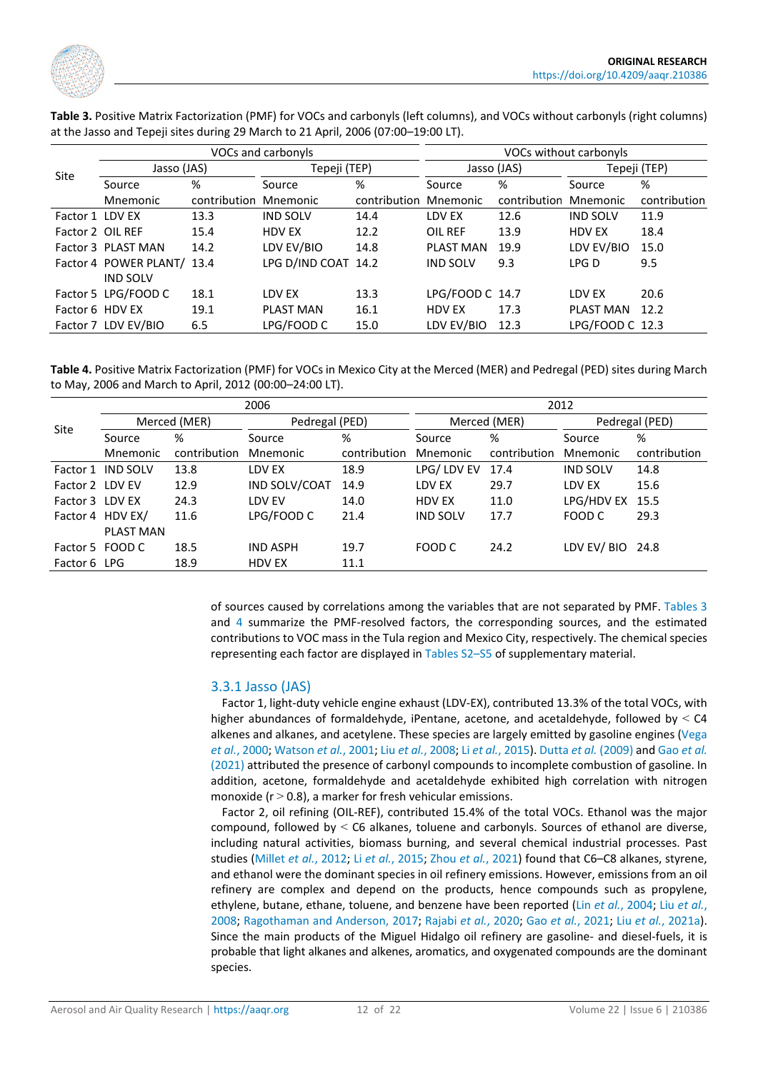**Table 3.** Positive Matrix Factorization (PMF) for VOCs and carbonyls (left columns), and VOCs without carbonyls (right columns) at the Jasso and Tepeji sites during 29 March to 21 April, 2006 (07:00–19:00 LT).

| Site | VOCs and carbonyls | | | | VOCs without carbonyls | | | |
|---|---|---|---|---|---|---|---|---|
| | Jasso (JAS) | | Tepeji (TEP) | | Jasso (JAS) | | Tepeji (TEP) | |
| | Source Mnemonic | % contribution | Source Mnemonic | % contribution | Source Mnemonic | % contribution | Source Mnemonic | % contribution |
| Factor 1 | LDV EX | 13.3 | IND SOLV | 14.4 | LDV EX | 12.6 | IND SOLV | 11.9 |
| Factor 2 | OIL REF | 15.4 | HDV EX | 12.2 | OIL REF | 13.9 | HDV EX | 18.4 |
| Factor 3 | PLAST MAN | 14.2 | LDV EV/BIO | 14.8 | PLAST MAN | 19.9 | LDV EV/BIO | 15.0 |
| Factor 4 | POWER PLANT/ IND SOLV | 13.4 | LPG D/IND COAT | 14.2 | IND SOLV | 9.3 | LPG D | 9.5 |
| Factor 5 | LPG/FOOD C | 18.1 | LDV EX | 13.3 | LPG/FOOD C | 14.7 | LDV EX | 20.6 |
| Factor 6 | HDV EX | 19.1 | PLAST MAN | 16.1 | HDV EX | 17.3 | PLAST MAN | 12.2 |
| Factor 7 | LDV EV/BIO | 6.5 | LPG/FOOD C | 15.0 | LDV EV/BIO | 12.3 | LPG/FOOD C | 12.3 |

**Table 4.** Positive Matrix Factorization (PMF) for VOCs in Mexico City at the Merced (MER) and Pedregal (PED) sites during March to May, 2006 and March to April, 2012 (00:00–24:00 LT).

| Site | 2006 | | | | 2012 | | | |
|---|---|---|---|---|---|---|---|---|
| | Merced (MER) | | Pedregal (PED) | | Merced (MER) | | Pedregal (PED) | |
| | Source Mnemonic | % contribution | Source Mnemonic | % contribution | Source Mnemonic | % contribution | Source Mnemonic | % contribution |
| Factor 1 | IND SOLV | 13.8 | LDV EX | 18.9 | LPG/ LDV EV | 17.4 | IND SOLV | 14.8 |
| Factor 2 | LDV EV | 12.9 | IND SOLV/COAT | 14.9 | LDV EX | 29.7 | LDV EX | 15.6 |
| Factor 3 | LDV EX | 24.3 | LDV EV | 14.0 | HDV EX | 11.0 | LPG/HDV EX | 15.5 |
| Factor 4 | HDV EX/ PLAST MAN | 11.6 | LPG/FOOD C | 21.4 | IND SOLV | 17.7 | FOOD C | 29.3 |
| Factor 5 | FOOD C | 18.5 | IND ASPH | 19.7 | FOOD C | 24.2 | LDV EV/ BIO | 24.8 |
| Factor 6 | LPG | 18.9 | HDV EX | 11.1 | | | | |

of sources caused by correlations among the variables that are not separated by PMF. Tables 3 and 4 summarize the PMF-resolved factors, the corresponding sources, and the estimated contributions to VOC mass in the Tula region and Mexico City, respectively. The chemical species representing each factor are displayed in Tables S2–S5 of supplementary material.

### 3.3.1 Jasso (JAS)

Factor 1, light-duty vehicle engine exhaust (LDV-EX), contributed 13.3% of the total VOCs, with higher abundances of formaldehyde, iPentane, acetone, and acetaldehyde, followed by < C4 alkenes and alkanes, and acetylene. These species are largely emitted by gasoline engines (Vega *et al.*, 2000; Watson *et al.*, 2001; Liu *et al.*, 2008; Li *et al.*, 2015). Dutta *et al.* (2009) and Gao *et al.* (2021) attributed the presence of carbonyl compounds to incomplete combustion of gasoline. In addition, acetone, formaldehyde and acetaldehyde exhibited high correlation with nitrogen monoxide ($r > 0.8$), a marker for fresh vehicular emissions.

Factor 2, oil refining (OIL-REF), contributed 15.4% of the total VOCs. Ethanol was the major compound, followed by < C6 alkanes, toluene and carbonyls. Sources of ethanol are diverse, including natural activities, biomass burning, and several chemical industrial processes. Past studies (Millet *et al.*, 2012; Li *et al.*, 2015; Zhou *et al.*, 2021) found that C6–C8 alkanes, styrene, and ethanol were the dominant species in oil refinery emissions. However, emissions from an oil refinery are complex and depend on the products, hence compounds such as propylene, ethylene, butane, ethane, toluene, and benzene have been reported (Lin *et al.*, 2004; Liu *et al.*, 2008; Ragothaman and Anderson, 2017; Rajabi *et al.*, 2020; Gao *et al.*, 2021; Liu *et al.*, 2021a). Since the main products of the Miguel Hidalgo oil refinery are gasoline- and diesel-fuels, it is probable that light alkanes and alkenes, aromatics, and oxygenated compounds are the dominant species.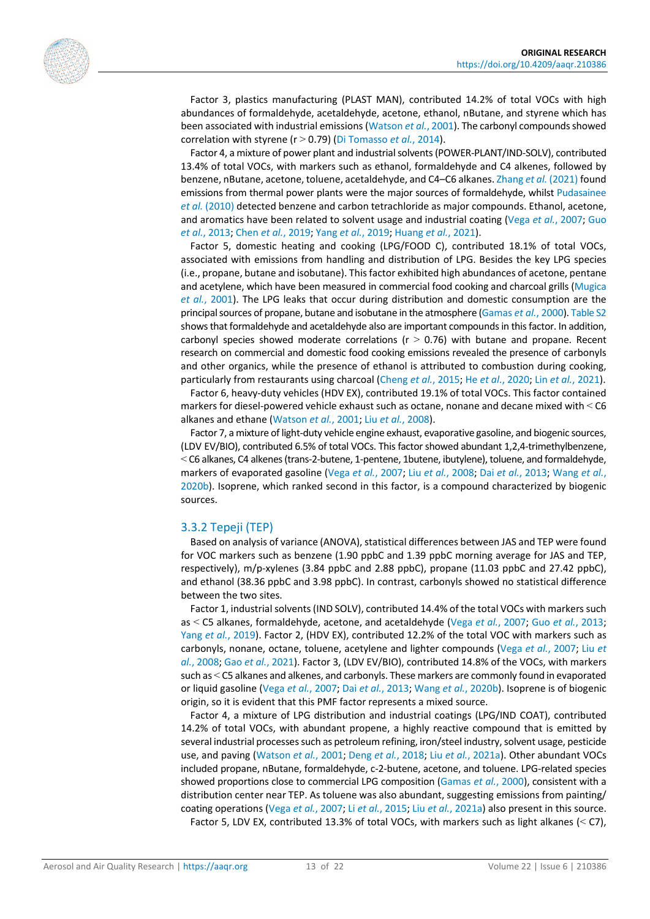Factor 3, plastics manufacturing (PLAST MAN), contributed 14.2% of total VOCs with high abundances of formaldehyde, acetaldehyde, acetone, ethanol, nButane, and styrene which has been associated with industrial emissions (Watson *et al.*, 2001). The carbonyl compounds showed correlation with styrene ($r > 0.79$) (Di Tomasso *et al.*, 2014).

Factor 4, a mixture of power plant and industrial solvents (POWER-PLANT/IND-SOLV), contributed 13.4% of total VOCs, with markers such as ethanol, formaldehyde and C4 alkenes, followed by benzene, nButane, acetone, toluene, acetaldehyde, and C4–C6 alkanes. Zhang *et al.* (2021) found emissions from thermal power plants were the major sources of formaldehyde, whilst Pudasainee *et al.* (2010) detected benzene and carbon tetrachloride as major compounds. Ethanol, acetone, and aromatics have been related to solvent usage and industrial coating (Vega *et al.*, 2007; Guo *et al.*, 2013; Chen *et al.*, 2019; Yang *et al.*, 2019; Huang *et al.*, 2021).

Factor 5, domestic heating and cooking (LPG/FOOD C), contributed 18.1% of total VOCs, associated with emissions from handling and distribution of LPG. Besides the key LPG species (i.e., propane, butane and isobutane). This factor exhibited high abundances of acetone, pentane and acetylene, which have been measured in commercial food cooking and charcoal grills (Mugica *et al.*, 2001). The LPG leaks that occur during distribution and domestic consumption are the principal sources of propane, butane and isobutane in the atmosphere (Gamas *et al.*, 2000). Table S2 shows that formaldehyde and acetaldehyde also are important compounds in this factor. In addition, carbonyl species showed moderate correlations ($r > 0.76$) with butane and propane. Recent research on commercial and domestic food cooking emissions revealed the presence of carbonyls and other organics, while the presence of ethanol is attributed to combustion during cooking, particularly from restaurants using charcoal (Cheng *et al.*, 2015; He *et al.*, 2020; Lin *et al.*, 2021).

Factor 6, heavy-duty vehicles (HDV EX), contributed 19.1% of total VOCs. This factor contained markers for diesel-powered vehicle exhaust such as octane, nonane and decane mixed with < C6 alkanes and ethane (Watson *et al.*, 2001; Liu *et al.*, 2008).

Factor 7, a mixture of light-duty vehicle engine exhaust, evaporative gasoline, and biogenic sources, (LDV EV/BIO), contributed 6.5% of total VOCs. This factor showed abundant 1,2,4-trimethylbenzene, < C6 alkanes, C4 alkenes (trans-2-butene, 1-pentene, 1butene, ibutylene), toluene, and formaldehyde, markers of evaporated gasoline (Vega *et al.*, 2007; Liu *et al.*, 2008; Dai *et al.*, 2013; Wang *et al.*, 2020b). Isoprene, which ranked second in this factor, is a compound characterized by biogenic sources.

### 3.3.2 Tepeji (TEP)

Based on analysis of variance (ANOVA), statistical differences between JAS and TEP were found for VOC markers such as benzene (1.90 ppbC and 1.39 ppbC morning average for JAS and TEP, respectively), m/p-xylenes (3.84 ppbC and 2.88 ppbC), propane (11.03 ppbC and 27.42 ppbC), and ethanol (38.36 ppbC and 3.98 ppbC). In contrast, carbonyls showed no statistical difference between the two sites.

Factor 1, industrial solvents (IND SOLV), contributed 14.4% of the total VOCs with markers such as < C5 alkanes, formaldehyde, acetone, and acetaldehyde (Vega *et al.*, 2007; Guo *et al.*, 2013; Yang *et al.*, 2019). Factor 2, (HDV EX), contributed 12.2% of the total VOC with markers such as carbonyls, nonane, octane, toluene, acetylene and lighter compounds (Vega *et al.*, 2007; Liu *et al.*, 2008; Gao *et al.*, 2021). Factor 3, (LDV EV/BIO), contributed 14.8% of the VOCs, with markers such as < C5 alkanes and alkenes, and carbonyls. These markers are commonly found in evaporated or liquid gasoline (Vega *et al.*, 2007; Dai *et al.*, 2013; Wang *et al.*, 2020b). Isoprene is of biogenic origin, so it is evident that this PMF factor represents a mixed source.

Factor 4, a mixture of LPG distribution and industrial coatings (LPG/IND COAT), contributed 14.2% of total VOCs, with abundant propene, a highly reactive compound that is emitted by several industrial processes such as petroleum refining, iron/steel industry, solvent usage, pesticide use, and paving (Watson *et al.*, 2001; Deng *et al.*, 2018; Liu *et al.*, 2021a). Other abundant VOCs included propane, nButane, formaldehyde, c-2-butene, acetone, and toluene. LPG-related species showed proportions close to commercial LPG composition (Gamas *et al.*, 2000), consistent with a distribution center near TEP. As toluene was also abundant, suggesting emissions from painting/coating operations (Vega *et al.*, 2007; Li *et al.*, 2015; Liu *et al.*, 2021a) also present in this source.

Factor 5, LDV EX, contributed 13.3% of total VOCs, with markers such as light alkanes (< C7),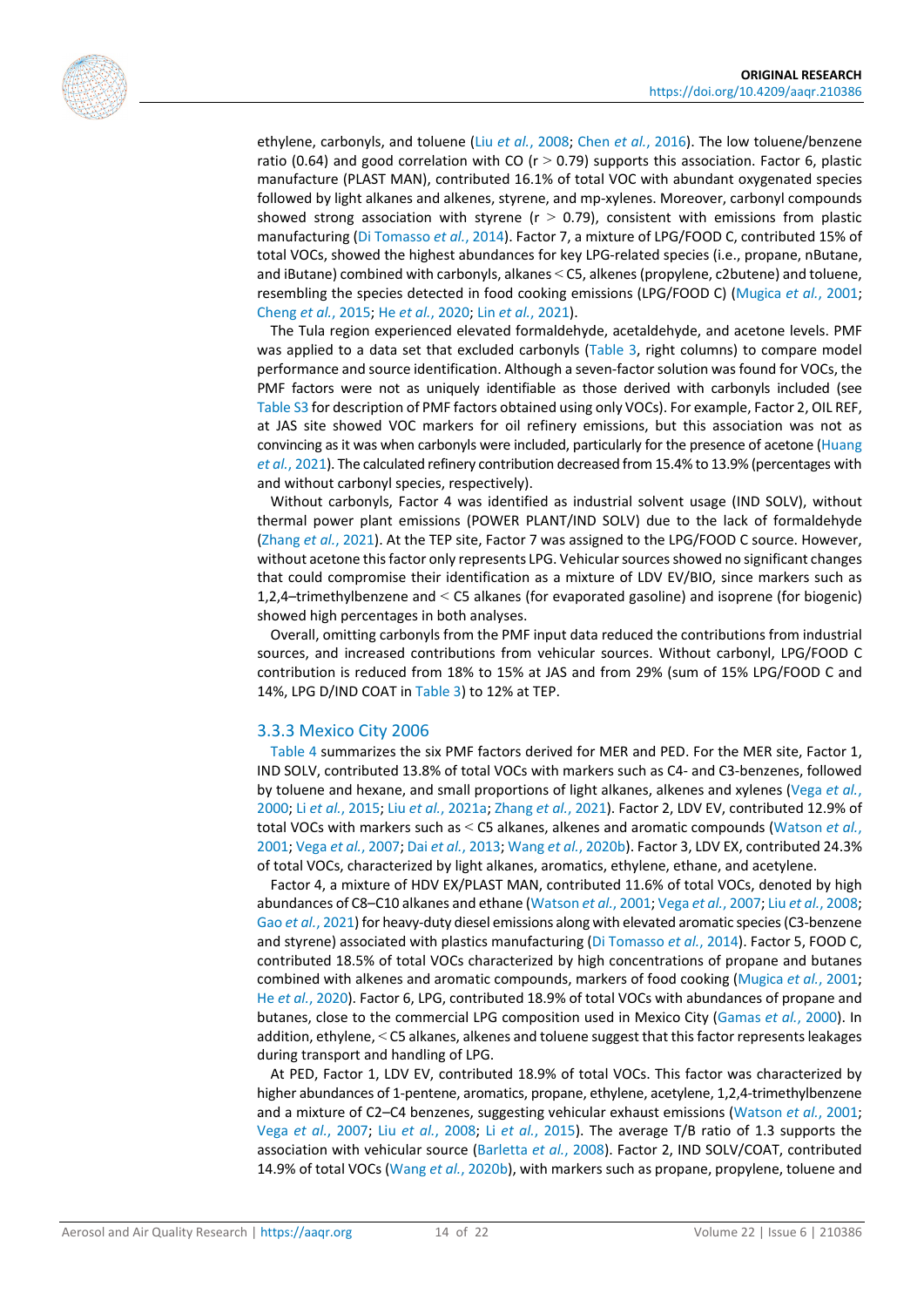ethylene, carbonyls, and toluene (Liu *et al.*, 2008; Chen *et al.*, 2016). The low toluene/benzene ratio (0.64) and good correlation with CO ($r > 0.79$) supports this association. Factor 6, plastic manufacture (PLAST MAN), contributed 16.1% of total VOC with abundant oxygenated species followed by light alkanes and alkenes, styrene, and mp-xylenes. Moreover, carbonyl compounds showed strong association with styrene ($r > 0.79$), consistent with emissions from plastic manufacturing (Di Tomasso *et al.*, 2014). Factor 7, a mixture of LPG/FOOD C, contributed 15% of total VOCs, showed the highest abundances for key LPG-related species (i.e., propane, nButane, and iButane) combined with carbonyls, alkanes < C5, alkenes (propylene, c2butene) and toluene, resembling the species detected in food cooking emissions (LPG/FOOD C) (Mugica *et al.*, 2001; Cheng *et al.*, 2015; He *et al.*, 2020; Lin *et al.*, 2021).

The Tula region experienced elevated formaldehyde, acetaldehyde, and acetone levels. PMF was applied to a data set that excluded carbonyls (Table 3, right columns) to compare model performance and source identification. Although a seven-factor solution was found for VOCs, the PMF factors were not as uniquely identifiable as those derived with carbonyls included (see Table S3 for description of PMF factors obtained using only VOCs). For example, Factor 2, OIL REF, at JAS site showed VOC markers for oil refinery emissions, but this association was not as convincing as it was when carbonyls were included, particularly for the presence of acetone (Huang *et al.*, 2021). The calculated refinery contribution decreased from 15.4% to 13.9% (percentages with and without carbonyl species, respectively).

Without carbonyls, Factor 4 was identified as industrial solvent usage (IND SOLV), without thermal power plant emissions (POWER PLANT/IND SOLV) due to the lack of formaldehyde (Zhang *et al.*, 2021). At the TEP site, Factor 7 was assigned to the LPG/FOOD C source. However, without acetone this factor only represents LPG. Vehicular sources showed no significant changes that could compromise their identification as a mixture of LDV EV/BIO, since markers such as 1,2,4–trimethylbenzene and < C5 alkanes (for evaporated gasoline) and isoprene (for biogenic) showed high percentages in both analyses.

Overall, omitting carbonyls from the PMF input data reduced the contributions from industrial sources, and increased contributions from vehicular sources. Without carbonyl, LPG/FOOD C contribution is reduced from 18% to 15% at JAS and from 29% (sum of 15% LPG/FOOD C and 14%, LPG D/IND COAT in Table 3) to 12% at TEP.

### 3.3.3 Mexico City 2006

Table 4 summarizes the six PMF factors derived for MER and PED. For the MER site, Factor 1, IND SOLV, contributed 13.8% of total VOCs with markers such as C4- and C3-benzenes, followed by toluene and hexane, and small proportions of light alkanes, alkenes and xylenes (Vega *et al.*, 2000; Li *et al.*, 2015; Liu *et al.*, 2021a; Zhang *et al.*, 2021). Factor 2, LDV EV, contributed 12.9% of total VOCs with markers such as < C5 alkanes, alkenes and aromatic compounds (Watson *et al.*, 2001; Vega *et al.*, 2007; Dai *et al.*, 2013; Wang *et al.*, 2020b). Factor 3, LDV EX, contributed 24.3% of total VOCs, characterized by light alkanes, aromatics, ethylene, ethane, and acetylene.

Factor 4, a mixture of HDV EX/PLAST MAN, contributed 11.6% of total VOCs, denoted by high abundances of C8–C10 alkanes and ethane (Watson *et al.*, 2001; Vega *et al.*, 2007; Liu *et al.*, 2008; Gao *et al.*, 2021) for heavy-duty diesel emissions along with elevated aromatic species (C3-benzene and styrene) associated with plastics manufacturing (Di Tomasso *et al.*, 2014). Factor 5, FOOD C, contributed 18.5% of total VOCs characterized by high concentrations of propane and butanes combined with alkenes and aromatic compounds, markers of food cooking (Mugica *et al.*, 2001; He *et al.*, 2020). Factor 6, LPG, contributed 18.9% of total VOCs with abundances of propane and butanes, close to the commercial LPG composition used in Mexico City (Gamas *et al.*, 2000). In addition, ethylene, < C5 alkanes, alkenes and toluene suggest that this factor represents leakages during transport and handling of LPG.

At PED, Factor 1, LDV EV, contributed 18.9% of total VOCs. This factor was characterized by higher abundances of 1-pentene, aromatics, propane, ethylene, acetylene, 1,2,4-trimethylbenzene and a mixture of C2–C4 benzenes, suggesting vehicular exhaust emissions (Watson *et al.*, 2001; Vega *et al.*, 2007; Liu *et al.*, 2008; Li *et al.*, 2015). The average T/B ratio of 1.3 supports the association with vehicular source (Barletta *et al.*, 2008). Factor 2, IND SOLV/COAT, contributed 14.9% of total VOCs (Wang *et al.*, 2020b), with markers such as propane, propylene, toluene and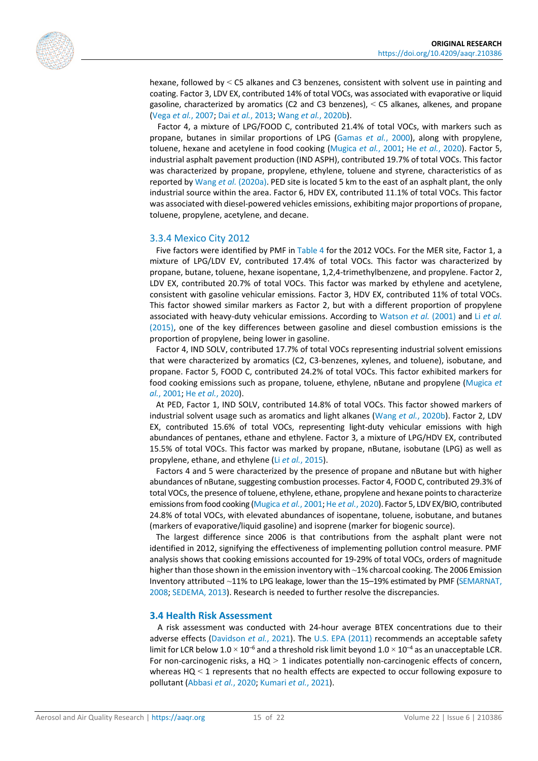hexane, followed by < C5 alkanes and C3 benzenes, consistent with solvent use in painting and coating. Factor 3, LDV EX, contributed 14% of total VOCs, was associated with evaporative or liquid gasoline, characterized by aromatics (C2 and C3 benzenes), < C5 alkanes, alkenes, and propane (Vega *et al.*, 2007; Dai *et al.*, 2013; Wang *et al.*, 2020b).

Factor 4, a mixture of LPG/FOOD C, contributed 21.4% of total VOCs, with markers such as propane, butanes in similar proportions of LPG (Gamas *et al.*, 2000), along with propylene, toluene, hexane and acetylene in food cooking (Mugica *et al.*, 2001; He *et al.*, 2020). Factor 5, industrial asphalt pavement production (IND ASPH), contributed 19.7% of total VOCs. This factor was characterized by propane, propylene, ethylene, toluene and styrene, characteristics of as reported by Wang *et al.* (2020a). PED site is located 5 km to the east of an asphalt plant, the only industrial source within the area. Factor 6, HDV EX, contributed 11.1% of total VOCs. This factor was associated with diesel-powered vehicles emissions, exhibiting major proportions of propane, toluene, propylene, acetylene, and decane.

### 3.3.4 Mexico City 2012

Five factors were identified by PMF in Table 4 for the 2012 VOCs. For the MER site, Factor 1, a mixture of LPG/LDV EV, contributed 17.4% of total VOCs. This factor was characterized by propane, butane, toluene, hexane isopentane, 1,2,4-trimethylbenzene, and propylene. Factor 2, LDV EX, contributed 20.7% of total VOCs. This factor was marked by ethylene and acetylene, consistent with gasoline vehicular emissions. Factor 3, HDV EX, contributed 11% of total VOCs. This factor showed similar markers as Factor 2, but with a different proportion of propylene associated with heavy-duty vehicular emissions. According to Watson *et al.* (2001) and Li *et al.* (2015), one of the key differences between gasoline and diesel combustion emissions is the proportion of propylene, being lower in gasoline.

Factor 4, IND SOLV, contributed 17.7% of total VOCs representing industrial solvent emissions that were characterized by aromatics (C2, C3-benzenes, xylenes, and toluene), isobutane, and propane. Factor 5, FOOD C, contributed 24.2% of total VOCs. This factor exhibited markers for food cooking emissions such as propane, toluene, ethylene, nButane and propylene (Mugica *et al.*, 2001; He *et al.*, 2020).

At PED, Factor 1, IND SOLV, contributed 14.8% of total VOCs. This factor showed markers of industrial solvent usage such as aromatics and light alkanes (Wang *et al.*, 2020b). Factor 2, LDV EX, contributed 15.6% of total VOCs, representing light-duty vehicular emissions with high abundances of pentanes, ethane and ethylene. Factor 3, a mixture of LPG/HDV EX, contributed 15.5% of total VOCs. This factor was marked by propane, nButane, isobutane (LPG) as well as propylene, ethane, and ethylene (Li *et al.*, 2015).

Factors 4 and 5 were characterized by the presence of propane and nButane but with higher abundances of nButane, suggesting combustion processes. Factor 4, FOOD C, contributed 29.3% of total VOCs, the presence of toluene, ethylene, ethane, propylene and hexane points to characterize emissions from food cooking (Mugica *et al.*, 2001; He *et al.*, 2020). Factor 5, LDV EX/BIO, contributed 24.8% of total VOCs, with elevated abundances of isopentane, toluene, isobutane, and butanes (markers of evaporative/liquid gasoline) and isoprene (marker for biogenic source).

The largest difference since 2006 is that contributions from the asphalt plant were not identified in 2012, signifying the effectiveness of implementing pollution control measure. PMF analysis shows that cooking emissions accounted for 19-29% of total VOCs, orders of magnitude higher than those shown in the emission inventory with ~1% charcoal cooking. The 2006 Emission Inventory attributed ~11% to LPG leakage, lower than the 15–19% estimated by PMF (SEMARNAT, 2008; SEDEMA, 2013). Research is needed to further resolve the discrepancies.

## 3.4 Health Risk Assessment

A risk assessment was conducted with 24-hour average BTEX concentrations due to their adverse effects (Davidson *et al.*, 2021). The U.S. EPA (2011) recommends an acceptable safety limit for LCR below $1.0 \times 10^{-6}$ and a threshold risk limit beyond $1.0 \times 10^{-4}$ as an unacceptable LCR. For non-carcinogenic risks, a HQ > 1 indicates potentially non-carcinogenic effects of concern, whereas HQ < 1 represents that no health effects are expected to occur following exposure to pollutant (Abbasi *et al.*, 2020; Kumari *et al.*, 2021).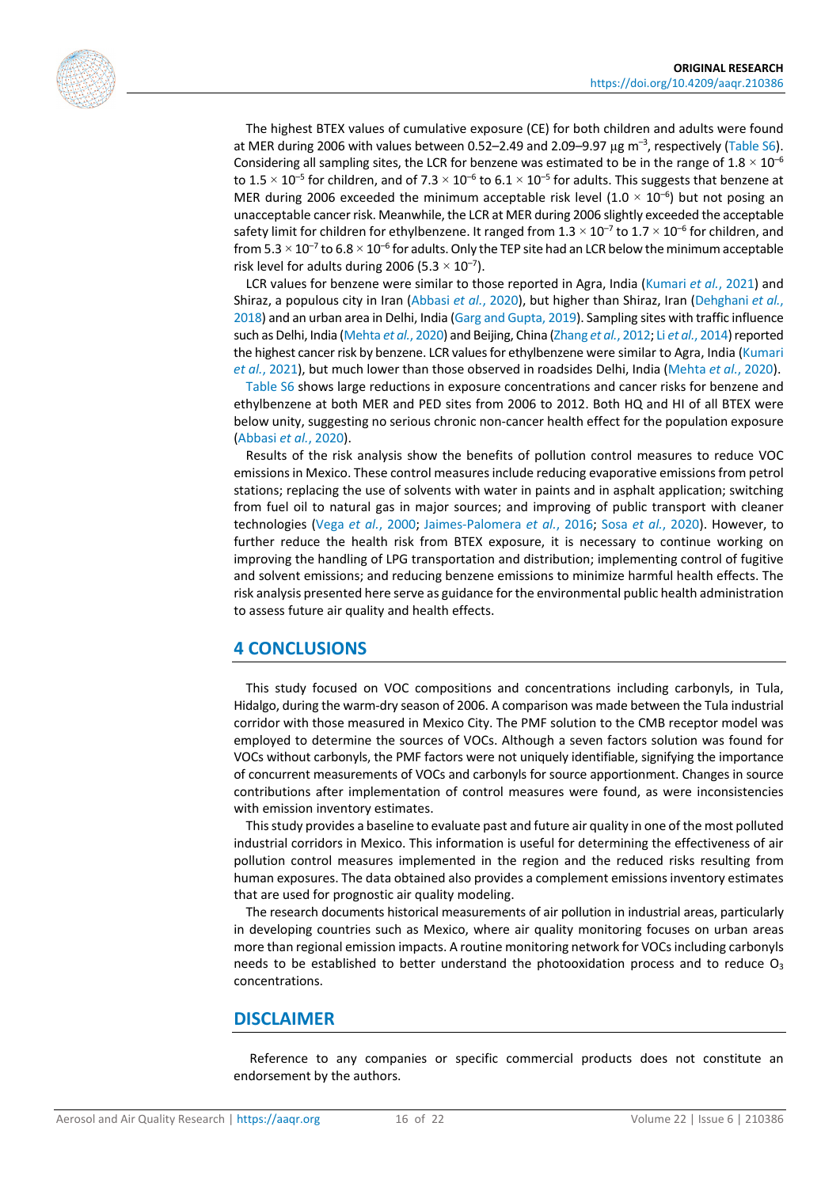The highest BTEX values of cumulative exposure (CE) for both children and adults were found at MER during 2006 with values between 0.52–2.49 and 2.09–9.97 μg $m^{-3}$, respectively (Table S6). Considering all sampling sites, the LCR for benzene was estimated to be in the range of $1.8 \times 10^{-6}$ to $1.5 \times 10^{-5}$ for children, and of $7.3 \times 10^{-6}$ to $6.1 \times 10^{-5}$ for adults. This suggests that benzene at MER during 2006 exceeded the minimum acceptable risk level ($1.0 \times 10^{-6}$) but not posing an unacceptable cancer risk. Meanwhile, the LCR at MER during 2006 slightly exceeded the acceptable safety limit for children for ethylbenzene. It ranged from $1.3 \times 10^{-7}$ to $1.7 \times 10^{-6}$ for children, and from $5.3 \times 10^{-7}$ to $6.8 \times 10^{-6}$ for adults. Only the TEP site had an LCR below the minimum acceptable risk level for adults during 2006 ($5.3 \times 10^{-7}$).

LCR values for benzene were similar to those reported in Agra, India (Kumari *et al.*, 2021) and Shiraz, a populous city in Iran (Abbasi *et al.*, 2020), but higher than Shiraz, Iran (Dehghani *et al.*, 2018) and an urban area in Delhi, India (Garg and Gupta, 2019). Sampling sites with traffic influence such as Delhi, India (Mehta *et al.*, 2020) and Beijing, China (Zhang *et al.*, 2012; Li *et al.*, 2014) reported the highest cancer risk by benzene. LCR values for ethylbenzene were similar to Agra, India (Kumari *et al.*, 2021), but much lower than those observed in roadsides Delhi, India (Mehta *et al.*, 2020).

Table S6 shows large reductions in exposure concentrations and cancer risks for benzene and ethylbenzene at both MER and PED sites from 2006 to 2012. Both HQ and HI of all BTEX were below unity, suggesting no serious chronic non-cancer health effect for the population exposure (Abbasi *et al.*, 2020).

Results of the risk analysis show the benefits of pollution control measures to reduce VOC emissions in Mexico. These control measures include reducing evaporative emissions from petrol stations; replacing the use of solvents with water in paints and in asphalt application; switching from fuel oil to natural gas in major sources; and improving of public transport with cleaner technologies (Vega *et al.*, 2000; Jaimes-Palomera *et al.*, 2016; Sosa *et al.*, 2020). However, to further reduce the health risk from BTEX exposure, it is necessary to continue working on improving the handling of LPG transportation and distribution; implementing control of fugitive and solvent emissions; and reducing benzene emissions to minimize harmful health effects. The risk analysis presented here serve as guidance for the environmental public health administration to assess future air quality and health effects.

## 4 CONCLUSIONS

This study focused on VOC compositions and concentrations including carbonyls, in Tula, Hidalgo, during the warm-dry season of 2006. A comparison was made between the Tula industrial corridor with those measured in Mexico City. The PMF solution to the CMB receptor model was employed to determine the sources of VOCs. Although a seven factors solution was found for VOCs without carbonyls, the PMF factors were not uniquely identifiable, signifying the importance of concurrent measurements of VOCs and carbonyls for source apportionment. Changes in source contributions after implementation of control measures were found, as were inconsistencies with emission inventory estimates.

This study provides a baseline to evaluate past and future air quality in one of the most polluted industrial corridors in Mexico. This information is useful for determining the effectiveness of air pollution control measures implemented in the region and the reduced risks resulting from human exposures. The data obtained also provides a complement emissions inventory estimates that are used for prognostic air quality modeling.

The research documents historical measurements of air pollution in industrial areas, particularly in developing countries such as Mexico, where air quality monitoring focuses on urban areas more than regional emission impacts. A routine monitoring network for VOCs including carbonyls needs to be established to better understand the photooxidation process and to reduce $O_3$ concentrations.

## DISCLAIMER

Reference to any companies or specific commercial products does not constitute an endorsement by the authors.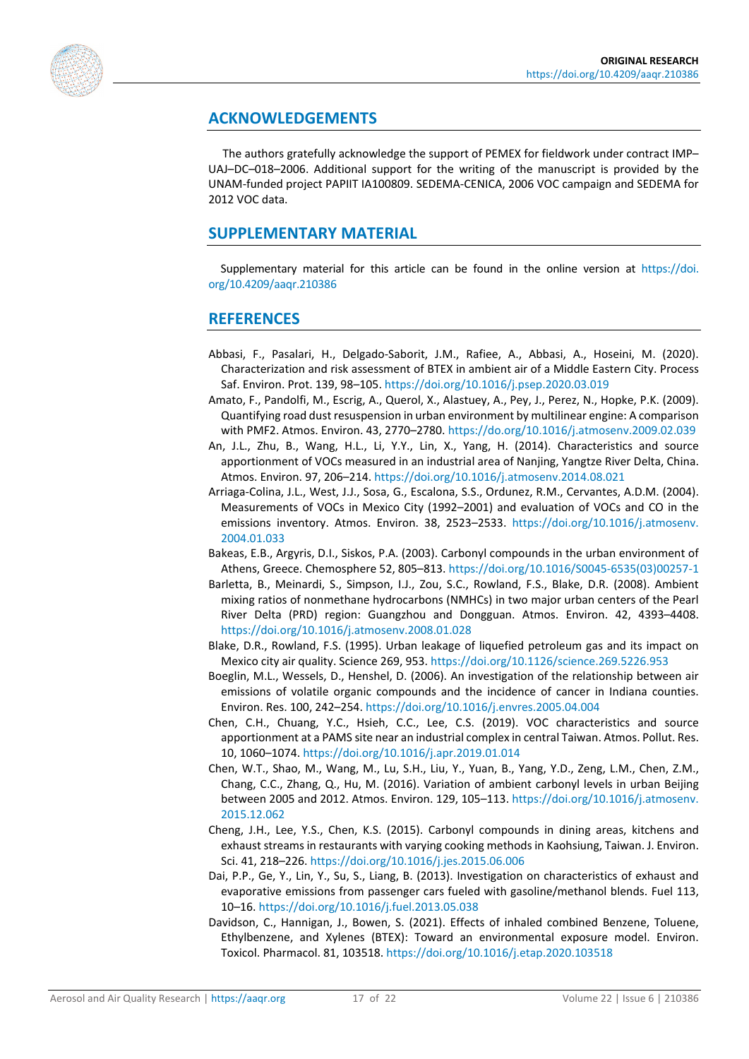## ACKNOWLEDGEMENTS

The authors gratefully acknowledge the support of PEMEX for fieldwork under contract IMP–UAJ–DC–018–2006. Additional support for the writing of the manuscript is provided by the UNAM-funded project PAPIIT IA100809. SEDEMA-CENICA, 2006 VOC campaign and SEDEMA for 2012 VOC data.

## SUPPLEMENTARY MATERIAL

Supplementary material for this article can be found in the online version at https://doi.org/10.4209/aaqr.210386

## REFERENCES

Abbasi, F., Pasalari, H., Delgado-Saborit, J.M., Rafiee, A., Abbasi, A., Hoseini, M. (2020). Characterization and risk assessment of BTEX in ambient air of a Middle Eastern City. Process Saf. Environ. Prot. 139, 98–105. https://doi.org/10.1016/j.psep.2020.03.019

Amato, F., Pandolfi, M., Escrig, A., Querol, X., Alastuey, A., Pey, J., Perez, N., Hopke, P.K. (2009). Quantifying road dust resuspension in urban environment by multilinear engine: A comparison with PMF2. Atmos. Environ. 43, 2770–2780. https://do.org/10.1016/j.atmosenv.2009.02.039

An, J.L., Zhu, B., Wang, H.L., Li, Y.Y., Lin, X., Yang, H. (2014). Characteristics and source apportionment of VOCs measured in an industrial area of Nanjing, Yangtze River Delta, China. Atmos. Environ. 97, 206–214. https://doi.org/10.1016/j.atmosenv.2014.08.021

Arriaga-Colina, J.L., West, J.J., Sosa, G., Escalona, S.S., Ordunez, R.M., Cervantes, A.D.M. (2004). Measurements of VOCs in Mexico City (1992–2001) and evaluation of VOCs and CO in the emissions inventory. Atmos. Environ. 38, 2523–2533. https://doi.org/10.1016/j.atmosenv.2004.01.033

Bakeas, E.B., Argyris, D.I., Siskos, P.A. (2003). Carbonyl compounds in the urban environment of Athens, Greece. Chemosphere 52, 805–813. https://doi.org/10.1016/S0045-6535(03)00257-1

Barletta, B., Meinardi, S., Simpson, I.J., Zou, S.C., Rowland, F.S., Blake, D.R. (2008). Ambient mixing ratios of nonmethane hydrocarbons (NMHCs) in two major urban centers of the Pearl River Delta (PRD) region: Guangzhou and Dongguan. Atmos. Environ. 42, 4393–4408. https://doi.org/10.1016/j.atmosenv.2008.01.028

Blake, D.R., Rowland, F.S. (1995). Urban leakage of liquefied petroleum gas and its impact on Mexico city air quality. Science 269, 953. https://doi.org/10.1126/science.269.5226.953

Boeglin, M.L., Wessels, D., Henshel, D. (2006). An investigation of the relationship between air emissions of volatile organic compounds and the incidence of cancer in Indiana counties. Environ. Res. 100, 242–254. https://doi.org/10.1016/j.envres.2005.04.004

Chen, C.H., Chuang, Y.C., Hsieh, C.C., Lee, C.S. (2019). VOC characteristics and source apportionment at a PAMS site near an industrial complex in central Taiwan. Atmos. Pollut. Res. 10, 1060–1074. https://doi.org/10.1016/j.apr.2019.01.014

Chen, W.T., Shao, M., Wang, M., Lu, S.H., Liu, Y., Yuan, B., Yang, Y.D., Zeng, L.M., Chen, Z.M., Chang, C.C., Zhang, Q., Hu, M. (2016). Variation of ambient carbonyl levels in urban Beijing between 2005 and 2012. Atmos. Environ. 129, 105–113. https://doi.org/10.1016/j.atmosenv.2015.12.062

Cheng, J.H., Lee, Y.S., Chen, K.S. (2015). Carbonyl compounds in dining areas, kitchens and exhaust streams in restaurants with varying cooking methods in Kaohsiung, Taiwan. J. Environ. Sci. 41, 218–226. https://doi.org/10.1016/j.jes.2015.06.006

Dai, P.P., Ge, Y., Lin, Y., Su, S., Liang, B. (2013). Investigation on characteristics of exhaust and evaporative emissions from passenger cars fueled with gasoline/methanol blends. Fuel 113, 10–16. https://doi.org/10.1016/j.fuel.2013.05.038

Davidson, C., Hannigan, J., Bowen, S. (2021). Effects of inhaled combined Benzene, Toluene, Ethylbenzene, and Xylenes (BTEX): Toward an environmental exposure model. Environ. Toxicol. Pharmacol. 81, 103518. https://doi.org/10.1016/j.etap.2020.103518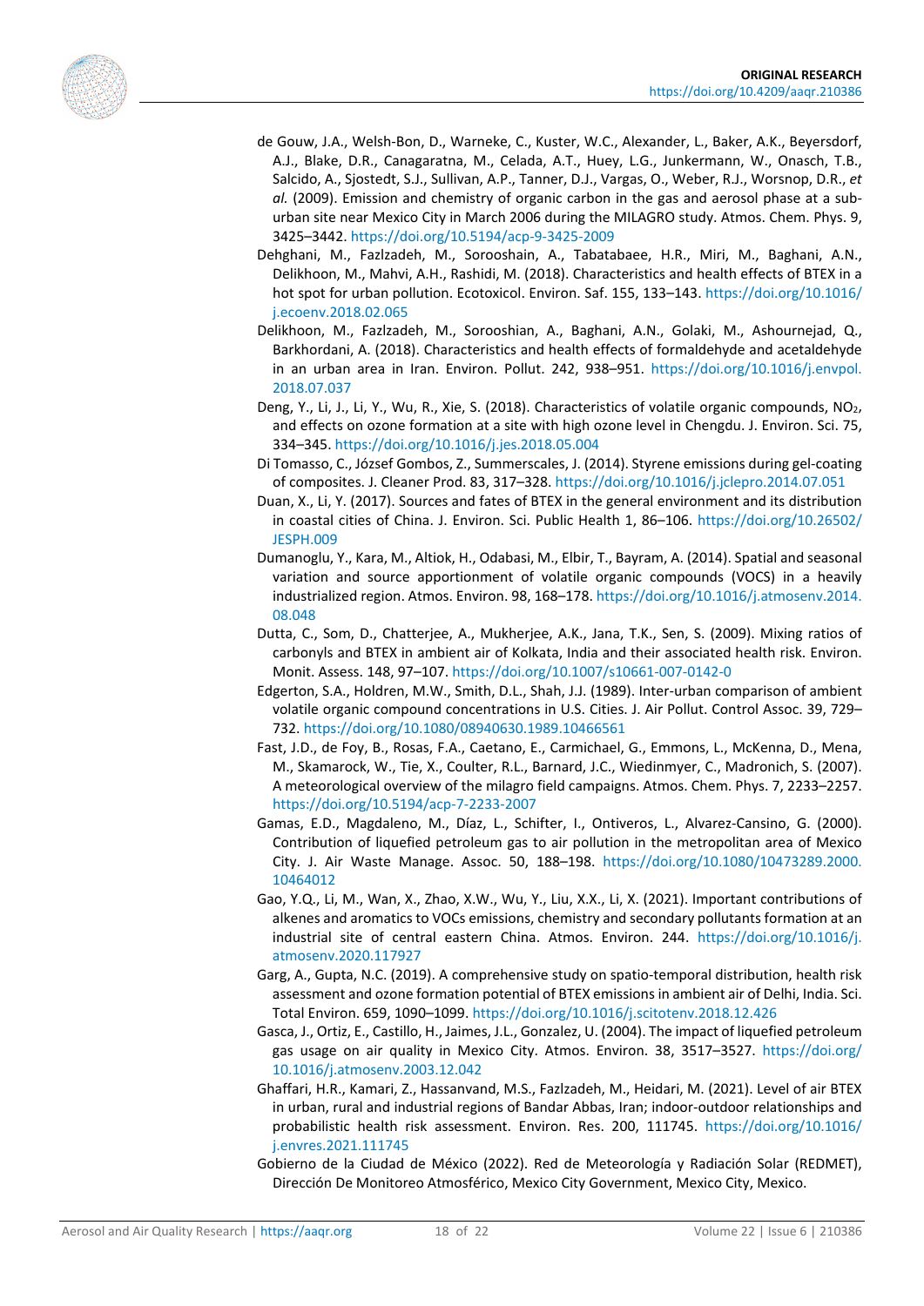de Gouw, J.A., Welsh-Bon, D., Warneke, C., Kuster, W.C., Alexander, L., Baker, A.K., Beyersdorf, A.J., Blake, D.R., Canagaratna, M., Celada, A.T., Huey, L.G., Junkermann, W., Onasch, T.B., Salcido, A., Sjostedt, S.J., Sullivan, A.P., Tanner, D.J., Vargas, O., Weber, R.J., Worsnop, D.R., *et al.* (2009). Emission and chemistry of organic carbon in the gas and aerosol phase at a sub-urban site near Mexico City in March 2006 during the MILAGRO study. Atmos. Chem. Phys. 9, 3425–3442. https://doi.org/10.5194/acp-9-3425-2009

Dehghani, M., Fazlzadeh, M., Sorooshain, A., Tabatabaee, H.R., Miri, M., Baghani, A.N., Delikhoon, M., Mahvi, A.H., Rashidi, M. (2018). Characteristics and health effects of BTEX in a hot spot for urban pollution. Ecotoxicol. Environ. Saf. 155, 133–143. https://doi.org/10.1016/j.ecoenv.2018.02.065

Delikhoon, M., Fazlzadeh, M., Sorooshian, A., Baghani, A.N., Golaki, M., Ashournejad, Q., Barkhordani, A. (2018). Characteristics and health effects of formaldehyde and acetaldehyde in an urban area in Iran. Environ. Pollut. 242, 938–951. https://doi.org/10.1016/j.envpol.2018.07.037

Deng, Y., Li, J., Li, Y., Wu, R., Xie, S. (2018). Characteristics of volatile organic compounds, $NO_2$, and effects on ozone formation at a site with high ozone level in Chengdu. J. Environ. Sci. 75, 334–345. https://doi.org/10.1016/j.jes.2018.05.004

Di Tomasso, C., József Gombos, Z., Summerscales, J. (2014). Styrene emissions during gel-coating of composites. J. Cleaner Prod. 83, 317–328. https://doi.org/10.1016/j.jclepro.2014.07.051

Duan, X., Li, Y. (2017). Sources and fates of BTEX in the general environment and its distribution in coastal cities of China. J. Environ. Sci. Public Health 1, 86–106. https://doi.org/10.26502/JESPH.009

Dumanoglu, Y., Kara, M., Altiok, H., Odabasi, M., Elbir, T., Bayram, A. (2014). Spatial and seasonal variation and source apportionment of volatile organic compounds (VOCS) in a heavily industrialized region. Atmos. Environ. 98, 168–178. https://doi.org/10.1016/j.atmosenv.2014.08.048

Dutta, C., Som, D., Chatterjee, A., Mukherjee, A.K., Jana, T.K., Sen, S. (2009). Mixing ratios of carbonyls and BTEX in ambient air of Kolkata, India and their associated health risk. Environ. Monit. Assess. 148, 97–107. https://doi.org/10.1007/s10661-007-0142-0

Edgerton, S.A., Holdren, M.W., Smith, D.L., Shah, J.J. (1989). Inter-urban comparison of ambient volatile organic compound concentrations in U.S. Cities. J. Air Pollut. Control Assoc. 39, 729–732. https://doi.org/10.1080/08940630.1989.10466561

Fast, J.D., de Foy, B., Rosas, F.A., Caetano, E., Carmichael, G., Emmons, L., McKenna, D., Mena, M., Skamarock, W., Tie, X., Coulter, R.L., Barnard, J.C., Wiedinmyer, C., Madronich, S. (2007). A meteorological overview of the milagro field campaigns. Atmos. Chem. Phys. 7, 2233–2257. https://doi.org/10.5194/acp-7-2233-2007

Gamas, E.D., Magdaleno, M., Díaz, L., Schifter, I., Ontiveros, L., Alvarez-Cansino, G. (2000). Contribution of liquefied petroleum gas to air pollution in the metropolitan area of Mexico City. J. Air Waste Manage. Assoc. 50, 188–198. https://doi.org/10.1080/10473289.2000.10464012

Gao, Y.Q., Li, M., Wan, X., Zhao, X.W., Wu, Y., Liu, X.X., Li, X. (2021). Important contributions of alkenes and aromatics to VOCs emissions, chemistry and secondary pollutants formation at an industrial site of central eastern China. Atmos. Environ. 244. https://doi.org/10.1016/j.atmosenv.2020.117927

Garg, A., Gupta, N.C. (2019). A comprehensive study on spatio-temporal distribution, health risk assessment and ozone formation potential of BTEX emissions in ambient air of Delhi, India. Sci. Total Environ. 659, 1090–1099. https://doi.org/10.1016/j.scitotenv.2018.12.426

Gasca, J., Ortiz, E., Castillo, H., Jaimes, J.L., Gonzalez, U. (2004). The impact of liquefied petroleum gas usage on air quality in Mexico City. Atmos. Environ. 38, 3517–3527. https://doi.org/10.1016/j.atmosenv.2003.12.042

Ghaffari, H.R., Kamari, Z., Hassanvand, M.S., Fazlzadeh, M., Heidari, M. (2021). Level of air BTEX in urban, rural and industrial regions of Bandar Abbas, Iran; indoor-outdoor relationships and probabilistic health risk assessment. Environ. Res. 200, 111745. https://doi.org/10.1016/j.envres.2021.111745

Gobierno de la Ciudad de México (2022). Red de Meteorología y Radiación Solar (REDMET), Dirección De Monitoreo Atmosférico, Mexico City Government, Mexico City, Mexico.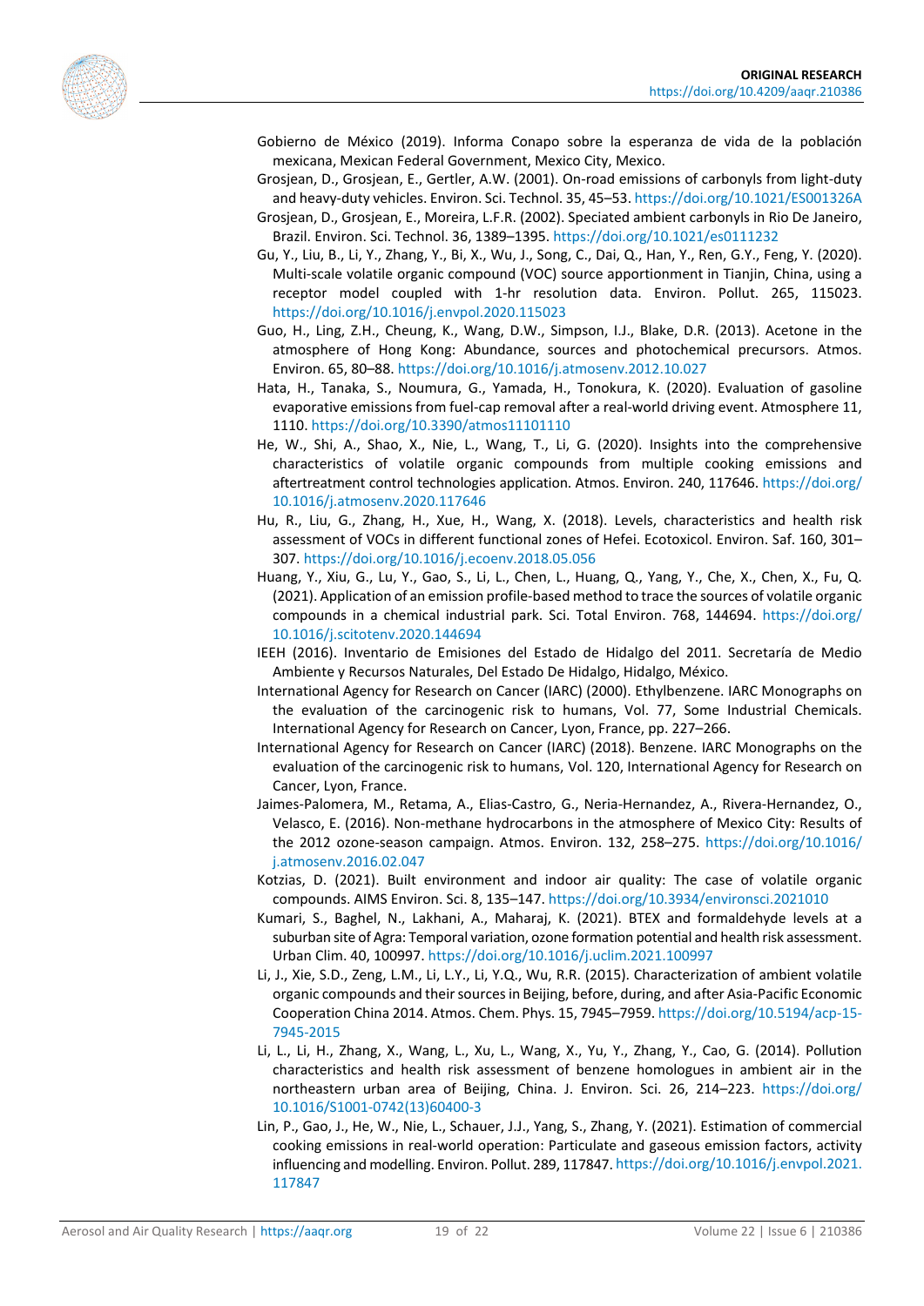Gobierno de México (2019). Informa Conapo sobre la esperanza de vida de la población mexicana, Mexican Federal Government, Mexico City, Mexico.

Grosjean, D., Grosjean, E., Gertler, A.W. (2001). On-road emissions of carbonyls from light-duty and heavy-duty vehicles. Environ. Sci. Technol. 35, 45–53. https://doi.org/10.1021/ES001326A

Grosjean, D., Grosjean, E., Moreira, L.F.R. (2002). Speciated ambient carbonyls in Rio De Janeiro, Brazil. Environ. Sci. Technol. 36, 1389–1395. https://doi.org/10.1021/es0111232

Gu, Y., Liu, B., Li, Y., Zhang, Y., Bi, X., Wu, J., Song, C., Dai, Q., Han, Y., Ren, G.Y., Feng, Y. (2020). Multi-scale volatile organic compound (VOC) source apportionment in Tianjin, China, using a receptor model coupled with 1-hr resolution data. Environ. Pollut. 265, 115023. https://doi.org/10.1016/j.envpol.2020.115023

Guo, H., Ling, Z.H., Cheung, K., Wang, D.W., Simpson, I.J., Blake, D.R. (2013). Acetone in the atmosphere of Hong Kong: Abundance, sources and photochemical precursors. Atmos. Environ. 65, 80–88. https://doi.org/10.1016/j.atmosenv.2012.10.027

Hata, H., Tanaka, S., Noumura, G., Yamada, H., Tonokura, K. (2020). Evaluation of gasoline evaporative emissions from fuel-cap removal after a real-world driving event. Atmosphere 11, 1110. https://doi.org/10.3390/atmos11101110

He, W., Shi, A., Shao, X., Nie, L., Wang, T., Li, G. (2020). Insights into the comprehensive characteristics of volatile organic compounds from multiple cooking emissions and aftertreatment control technologies application. Atmos. Environ. 240, 117646. https://doi.org/10.1016/j.atmosenv.2020.117646

Hu, R., Liu, G., Zhang, H., Xue, H., Wang, X. (2018). Levels, characteristics and health risk assessment of VOCs in different functional zones of Hefei. Ecotoxicol. Environ. Saf. 160, 301–307. https://doi.org/10.1016/j.ecoenv.2018.05.056

Huang, Y., Xiu, G., Lu, Y., Gao, S., Li, L., Chen, L., Huang, Q., Yang, Y., Che, X., Chen, X., Fu, Q. (2021). Application of an emission profile-based method to trace the sources of volatile organic compounds in a chemical industrial park. Sci. Total Environ. 768, 144694. https://doi.org/10.1016/j.scitotenv.2020.144694

IEEH (2016). Inventario de Emisiones del Estado de Hidalgo del 2011. Secretaría de Medio Ambiente y Recursos Naturales, Del Estado De Hidalgo, Hidalgo, México.

International Agency for Research on Cancer (IARC) (2000). Ethylbenzene. IARC Monographs on the evaluation of the carcinogenic risk to humans, Vol. 77, Some Industrial Chemicals. International Agency for Research on Cancer, Lyon, France, pp. 227–266.

International Agency for Research on Cancer (IARC) (2018). Benzene. IARC Monographs on the evaluation of the carcinogenic risk to humans, Vol. 120, International Agency for Research on Cancer, Lyon, France.

Jaimes-Palomera, M., Retama, A., Elias-Castro, G., Neria-Hernandez, A., Rivera-Hernandez, O., Velasco, E. (2016). Non-methane hydrocarbons in the atmosphere of Mexico City: Results of the 2012 ozone-season campaign. Atmos. Environ. 132, 258–275. https://doi.org/10.1016/j.atmosenv.2016.02.047

Kotzias, D. (2021). Built environment and indoor air quality: The case of volatile organic compounds. AIMS Environ. Sci. 8, 135–147. https://doi.org/10.3934/environsci.2021010

Kumari, S., Baghel, N., Lakhani, A., Maharaj, K. (2021). BTEX and formaldehyde levels at a suburban site of Agra: Temporal variation, ozone formation potential and health risk assessment. Urban Clim. 40, 100997. https://doi.org/10.1016/j.uclim.2021.100997

Li, J., Xie, S.D., Zeng, L.M., Li, L.Y., Li, Y.Q., Wu, R.R. (2015). Characterization of ambient volatile organic compounds and their sources in Beijing, before, during, and after Asia-Pacific Economic Cooperation China 2014. Atmos. Chem. Phys. 15, 7945–7959. https://doi.org/10.5194/acp-15-7945-2015

Li, L., Li, H., Zhang, X., Wang, L., Xu, L., Wang, X., Yu, Y., Zhang, Y., Cao, G. (2014). Pollution characteristics and health risk assessment of benzene homologues in ambient air in the northeastern urban area of Beijing, China. J. Environ. Sci. 26, 214–223. https://doi.org/10.1016/S1001-0742(13)60400-3

Lin, P., Gao, J., He, W., Nie, L., Schauer, J.J., Yang, S., Zhang, Y. (2021). Estimation of commercial cooking emissions in real-world operation: Particulate and gaseous emission factors, activity influencing and modelling. Environ. Pollut. 289, 117847. https://doi.org/10.1016/j.envpol.2021.117847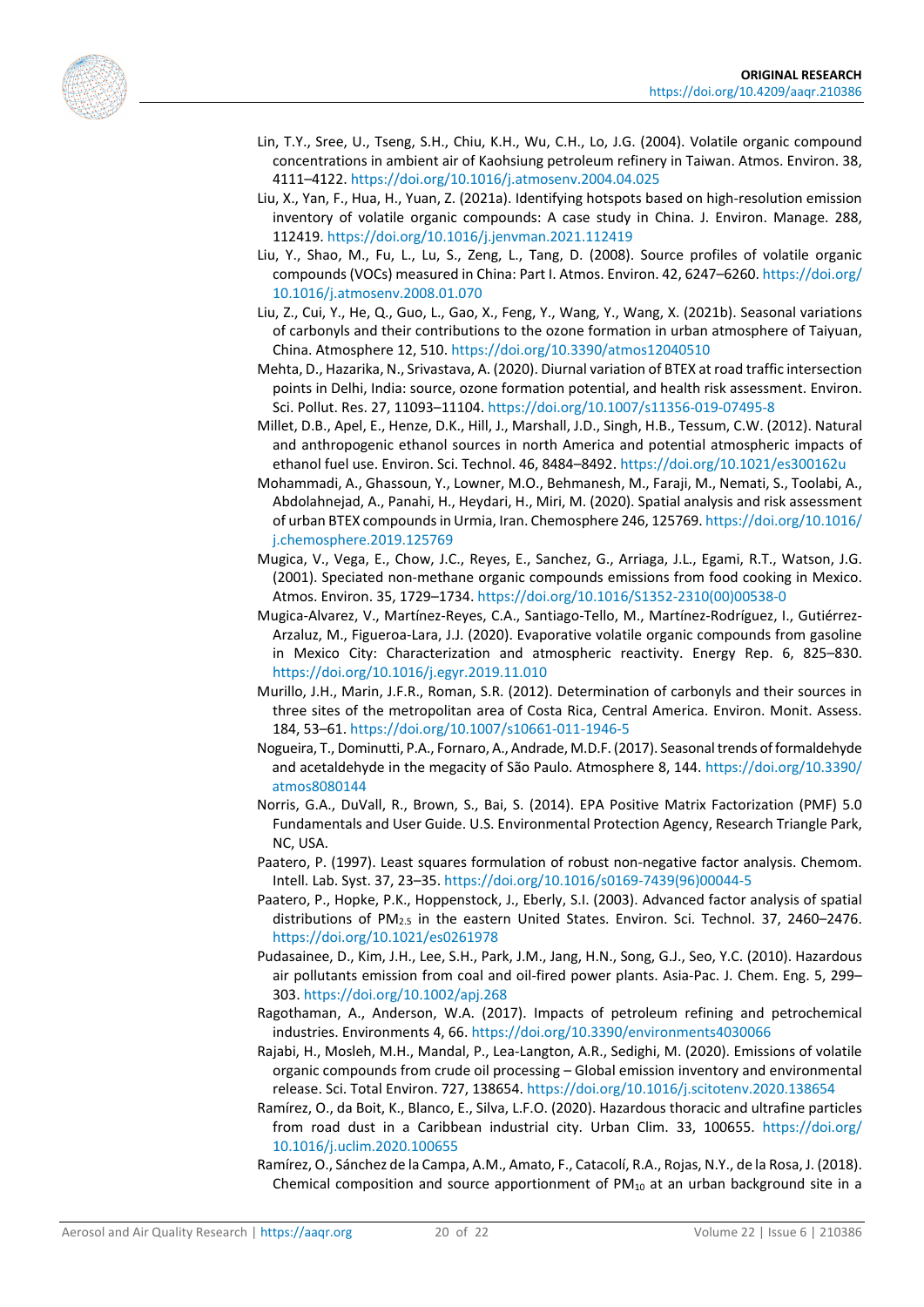Lin, T.Y., Sree, U., Tseng, S.H., Chiu, K.H., Wu, C.H., Lo, J.G. (2004). Volatile organic compound concentrations in ambient air of Kaohsiung petroleum refinery in Taiwan. Atmos. Environ. 38, 4111–4122. https://doi.org/10.1016/j.atmosenv.2004.04.025

Liu, X., Yan, F., Hua, H., Yuan, Z. (2021a). Identifying hotspots based on high-resolution emission inventory of volatile organic compounds: A case study in China. J. Environ. Manage. 288, 112419. https://doi.org/10.1016/j.jenvman.2021.112419

Liu, Y., Shao, M., Fu, L., Lu, S., Zeng, L., Tang, D. (2008). Source profiles of volatile organic compounds (VOCs) measured in China: Part I. Atmos. Environ. 42, 6247–6260. https://doi.org/10.1016/j.atmosenv.2008.01.070

Liu, Z., Cui, Y., He, Q., Guo, L., Gao, X., Feng, Y., Wang, Y., Wang, X. (2021b). Seasonal variations of carbonyls and their contributions to the ozone formation in urban atmosphere of Taiyuan, China. Atmosphere 12, 510. https://doi.org/10.3390/atmos12040510

Mehta, D., Hazarika, N., Srivastava, A. (2020). Diurnal variation of BTEX at road traffic intersection points in Delhi, India: source, ozone formation potential, and health risk assessment. Environ. Sci. Pollut. Res. 27, 11093–11104. https://doi.org/10.1007/s11356-019-07495-8

Millet, D.B., Apel, E., Henze, D.K., Hill, J., Marshall, J.D., Singh, H.B., Tessum, C.W. (2012). Natural and anthropogenic ethanol sources in north America and potential atmospheric impacts of ethanol fuel use. Environ. Sci. Technol. 46, 8484–8492. https://doi.org/10.1021/es300162u

Mohammadi, A., Ghassoun, Y., Lowner, M.O., Behmanesh, M., Faraji, M., Nemati, S., Toolabi, A., Abdolahnejad, A., Panahi, H., Heydari, H., Miri, M. (2020). Spatial analysis and risk assessment of urban BTEX compounds in Urmia, Iran. Chemosphere 246, 125769. https://doi.org/10.1016/j.chemosphere.2019.125769

Mugica, V., Vega, E., Chow, J.C., Reyes, E., Sanchez, G., Arriaga, J.L., Egami, R.T., Watson, J.G. (2001). Speciated non-methane organic compounds emissions from food cooking in Mexico. Atmos. Environ. 35, 1729–1734. https://doi.org/10.1016/S1352-2310(00)00538-0

Mugica-Alvarez, V., Martínez-Reyes, C.A., Santiago-Tello, M., Martínez-Rodríguez, I., Gutiérrez-Arzaluz, M., Figueroa-Lara, J.J. (2020). Evaporative volatile organic compounds from gasoline in Mexico City: Characterization and atmospheric reactivity. Energy Rep. 6, 825–830. https://doi.org/10.1016/j.egyr.2019.11.010

Murillo, J.H., Marin, J.F.R., Roman, S.R. (2012). Determination of carbonyls and their sources in three sites of the metropolitan area of Costa Rica, Central America. Environ. Monit. Assess. 184, 53–61. https://doi.org/10.1007/s10661-011-1946-5

Nogueira, T., Dominutti, P.A., Fornaro, A., Andrade, M.D.F. (2017). Seasonal trends of formaldehyde and acetaldehyde in the megacity of São Paulo. Atmosphere 8, 144. https://doi.org/10.3390/atmos8080144

Norris, G.A., DuVall, R., Brown, S., Bai, S. (2014). EPA Positive Matrix Factorization (PMF) 5.0 Fundamentals and User Guide. U.S. Environmental Protection Agency, Research Triangle Park, NC, USA.

Paatero, P. (1997). Least squares formulation of robust non-negative factor analysis. Chemom. Intell. Lab. Syst. 37, 23–35. https://doi.org/10.1016/s0169-7439(96)00044-5

Paatero, P., Hopke, P.K., Hoppenstock, J., Eberly, S.I. (2003). Advanced factor analysis of spatial distributions of $PM_{2.5}$ in the eastern United States. Environ. Sci. Technol. 37, 2460–2476. https://doi.org/10.1021/es0261978

Pudasainee, D., Kim, J.H., Lee, S.H., Park, J.M., Jang, H.N., Song, G.J., Seo, Y.C. (2010). Hazardous air pollutants emission from coal and oil-fired power plants. Asia-Pac. J. Chem. Eng. 5, 299–303. https://doi.org/10.1002/apj.268

Ragothaman, A., Anderson, W.A. (2017). Impacts of petroleum refining and petrochemical industries. Environments 4, 66. https://doi.org/10.3390/environments4030066

Rajabi, H., Mosleh, M.H., Mandal, P., Lea-Langton, A.R., Sedighi, M. (2020). Emissions of volatile organic compounds from crude oil processing – Global emission inventory and environmental release. Sci. Total Environ. 727, 138654. https://doi.org/10.1016/j.scitotenv.2020.138654

Ramírez, O., da Boit, K., Blanco, E., Silva, L.F.O. (2020). Hazardous thoracic and ultrafine particles from road dust in a Caribbean industrial city. Urban Clim. 33, 100655. https://doi.org/10.1016/j.uclim.2020.100655

Ramírez, O., Sánchez de la Campa, A.M., Amato, F., Catacolí, R.A., Rojas, N.Y., de la Rosa, J. (2018). Chemical composition and source apportionment of $PM_{10}$ at an urban background site in a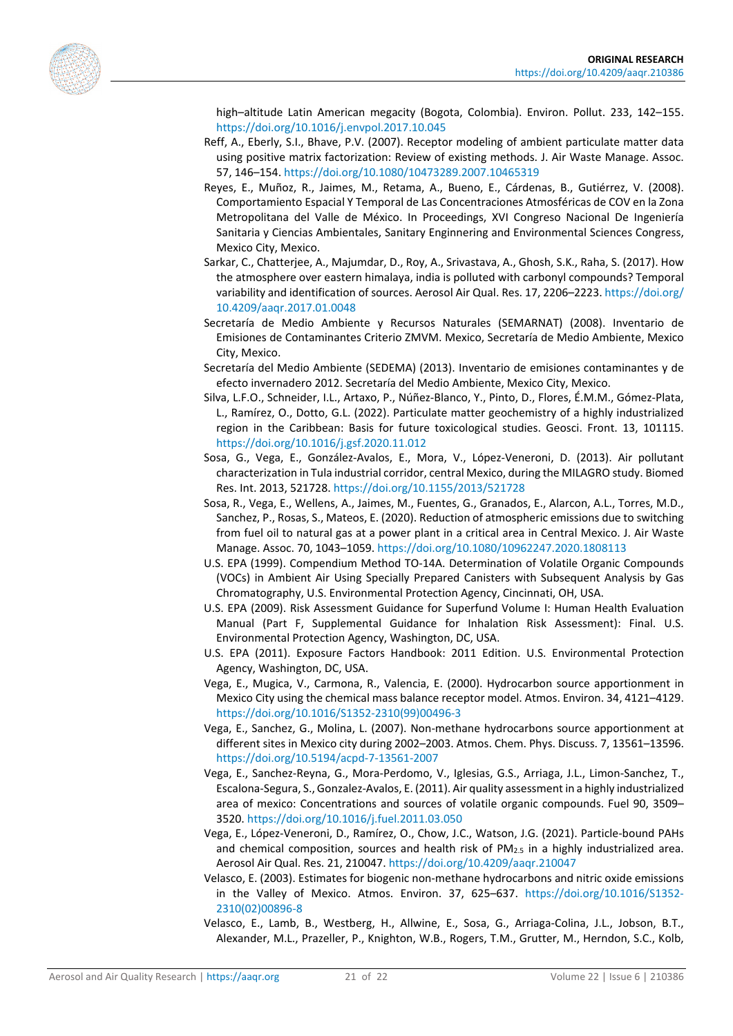high–altitude Latin American megacity (Bogota, Colombia). Environ. Pollut. 233, 142–155. https://doi.org/10.1016/j.envpol.2017.10.045

Reff, A., Eberly, S.I., Bhave, P.V. (2007). Receptor modeling of ambient particulate matter data using positive matrix factorization: Review of existing methods. J. Air Waste Manage. Assoc. 57, 146–154. https://doi.org/10.1080/10473289.2007.10465319

Reyes, E., Muñoz, R., Jaimes, M., Retama, A., Bueno, E., Cárdenas, B., Gutiérrez, V. (2008). Comportamiento Espacial Y Temporal de Las Concentraciones Atmosféricas de COV en la Zona Metropolitana del Valle de México. In Proceedings, XVI Congreso Nacional De Ingeniería Sanitaria y Ciencias Ambientales, Sanitary Enginnering and Environmental Sciences Congress, Mexico City, Mexico.

Sarkar, C., Chatterjee, A., Majumdar, D., Roy, A., Srivastava, A., Ghosh, S.K., Raha, S. (2017). How the atmosphere over eastern himalaya, india is polluted with carbonyl compounds? Temporal variability and identification of sources. Aerosol Air Qual. Res. 17, 2206–2223. https://doi.org/10.4209/aaqr.2017.01.0048

Secretaría de Medio Ambiente y Recursos Naturales (SEMARNAT) (2008). Inventario de Emisiones de Contaminantes Criterio ZMVM. Mexico, Secretaría de Medio Ambiente, Mexico City, Mexico.

Secretaría del Medio Ambiente (SEDEMA) (2013). Inventario de emisiones contaminantes y de efecto invernadero 2012. Secretaría del Medio Ambiente, Mexico City, Mexico.

Silva, L.F.O., Schneider, I.L., Artaxo, P., Núñez-Blanco, Y., Pinto, D., Flores, É.M.M., Gómez-Plata, L., Ramírez, O., Dotto, G.L. (2022). Particulate matter geochemistry of a highly industrialized region in the Caribbean: Basis for future toxicological studies. Geosci. Front. 13, 101115. https://doi.org/10.1016/j.gsf.2020.11.012

Sosa, G., Vega, E., González-Avalos, E., Mora, V., López-Veneroni, D. (2013). Air pollutant characterization in Tula industrial corridor, central Mexico, during the MILAGRO study. Biomed Res. Int. 2013, 521728. https://doi.org/10.1155/2013/521728

Sosa, R., Vega, E., Wellens, A., Jaimes, M., Fuentes, G., Granados, E., Alarcon, A.L., Torres, M.D., Sanchez, P., Rosas, S., Mateos, E. (2020). Reduction of atmospheric emissions due to switching from fuel oil to natural gas at a power plant in a critical area in Central Mexico. J. Air Waste Manage. Assoc. 70, 1043–1059. https://doi.org/10.1080/10962247.2020.1808113

U.S. EPA (1999). Compendium Method TO-14A. Determination of Volatile Organic Compounds (VOCs) in Ambient Air Using Specially Prepared Canisters with Subsequent Analysis by Gas Chromatography, U.S. Environmental Protection Agency, Cincinnati, OH, USA.

U.S. EPA (2009). Risk Assessment Guidance for Superfund Volume I: Human Health Evaluation Manual (Part F, Supplemental Guidance for Inhalation Risk Assessment): Final. U.S. Environmental Protection Agency, Washington, DC, USA.

U.S. EPA (2011). Exposure Factors Handbook: 2011 Edition. U.S. Environmental Protection Agency, Washington, DC, USA.

Vega, E., Mugica, V., Carmona, R., Valencia, E. (2000). Hydrocarbon source apportionment in Mexico City using the chemical mass balance receptor model. Atmos. Environ. 34, 4121–4129. https://doi.org/10.1016/S1352-2310(99)00496-3

Vega, E., Sanchez, G., Molina, L. (2007). Non-methane hydrocarbons source apportionment at different sites in Mexico city during 2002–2003. Atmos. Chem. Phys. Discuss. 7, 13561–13596. https://doi.org/10.5194/acpd-7-13561-2007

Vega, E., Sanchez-Reyna, G., Mora-Perdomo, V., Iglesias, G.S., Arriaga, J.L., Limon-Sanchez, T., Escalona-Segura, S., Gonzalez-Avalos, E. (2011). Air quality assessment in a highly industrialized area of mexico: Concentrations and sources of volatile organic compounds. Fuel 90, 3509–3520. https://doi.org/10.1016/j.fuel.2011.03.050

Vega, E., López-Veneroni, D., Ramírez, O., Chow, J.C., Watson, J.G. (2021). Particle-bound PAHs and chemical composition, sources and health risk of $PM_{2.5}$ in a highly industrialized area. Aerosol Air Qual. Res. 21, 210047. https://doi.org/10.4209/aaqr.210047

Velasco, E. (2003). Estimates for biogenic non-methane hydrocarbons and nitric oxide emissions in the Valley of Mexico. Atmos. Environ. 37, 625–637. https://doi.org/10.1016/S1352-2310(02)00896-8

Velasco, E., Lamb, B., Westberg, H., Allwine, E., Sosa, G., Arriaga-Colina, J.L., Jobson, B.T., Alexander, M.L., Prazeller, P., Knighton, W.B., Rogers, T.M., Grutter, M., Herndon, S.C., Kolb,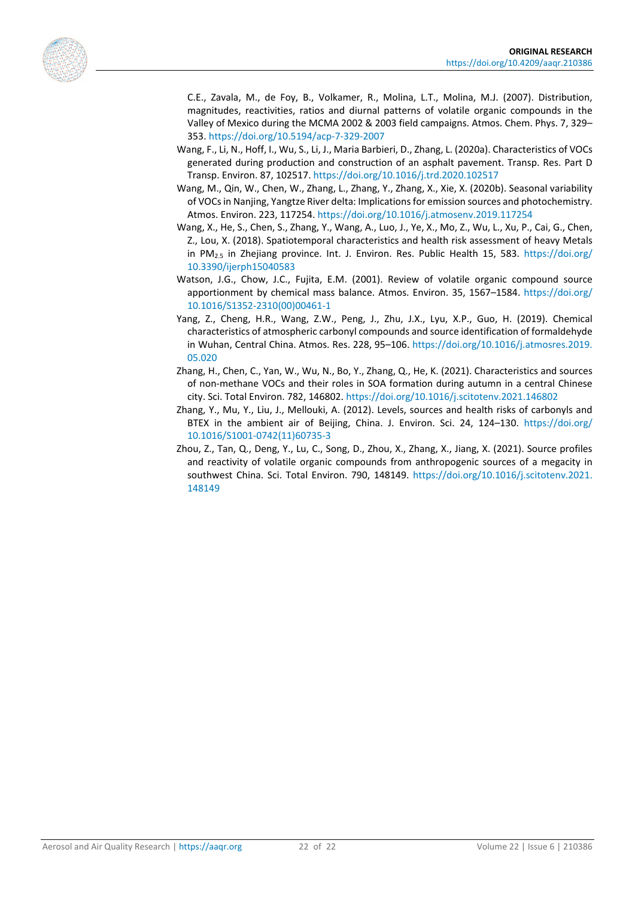C.E., Zavala, M., de Foy, B., Volkamer, R., Molina, L.T., Molina, M.J. (2007). Distribution, magnitudes, reactivities, ratios and diurnal patterns of volatile organic compounds in the Valley of Mexico during the MCMA 2002 & 2003 field campaigns. Atmos. Chem. Phys. 7, 329–353. https://doi.org/10.5194/acp-7-329-2007

Wang, F., Li, N., Hoff, I., Wu, S., Li, J., Maria Barbieri, D., Zhang, L. (2020a). Characteristics of VOCs generated during production and construction of an asphalt pavement. Transp. Res. Part D Transp. Environ. 87, 102517. https://doi.org/10.1016/j.trd.2020.102517

Wang, M., Qin, W., Chen, W., Zhang, L., Zhang, Y., Zhang, X., Xie, X. (2020b). Seasonal variability of VOCs in Nanjing, Yangtze River delta: Implications for emission sources and photochemistry. Atmos. Environ. 223, 117254. https://doi.org/10.1016/j.atmosenv.2019.117254

Wang, X., He, S., Chen, S., Zhang, Y., Wang, A., Luo, J., Ye, X., Mo, Z., Wu, L., Xu, P., Cai, G., Chen, Z., Lou, X. (2018). Spatiotemporal characteristics and health risk assessment of heavy Metals in $PM_{2.5}$ in Zhejiang province. Int. J. Environ. Res. Public Health 15, 583. https://doi.org/10.3390/ijerph15040583

Watson, J.G., Chow, J.C., Fujita, E.M. (2001). Review of volatile organic compound source apportionment by chemical mass balance. Atmos. Environ. 35, 1567–1584. https://doi.org/10.1016/S1352-2310(00)00461-1

Yang, Z., Cheng, H.R., Wang, Z.W., Peng, J., Zhu, J.X., Lyu, X.P., Guo, H. (2019). Chemical characteristics of atmospheric carbonyl compounds and source identification of formaldehyde in Wuhan, Central China. Atmos. Res. 228, 95–106. https://doi.org/10.1016/j.atmosres.2019.05.020

Zhang, H., Chen, C., Yan, W., Wu, N., Bo, Y., Zhang, Q., He, K. (2021). Characteristics and sources of non-methane VOCs and their roles in SOA formation during autumn in a central Chinese city. Sci. Total Environ. 782, 146802. https://doi.org/10.1016/j.scitotenv.2021.146802

Zhang, Y., Mu, Y., Liu, J., Mellouki, A. (2012). Levels, sources and health risks of carbonyls and BTEX in the ambient air of Beijing, China. J. Environ. Sci. 24, 124–130. https://doi.org/10.1016/S1001-0742(11)60735-3

Zhou, Z., Tan, Q., Deng, Y., Lu, C., Song, D., Zhou, X., Zhang, X., Jiang, X. (2021). Source profiles and reactivity of volatile organic compounds from anthropogenic sources of a megacity in southwest China. Sci. Total Environ. 790, 148149. https://doi.org/10.1016/j.scitotenv.2021.148149